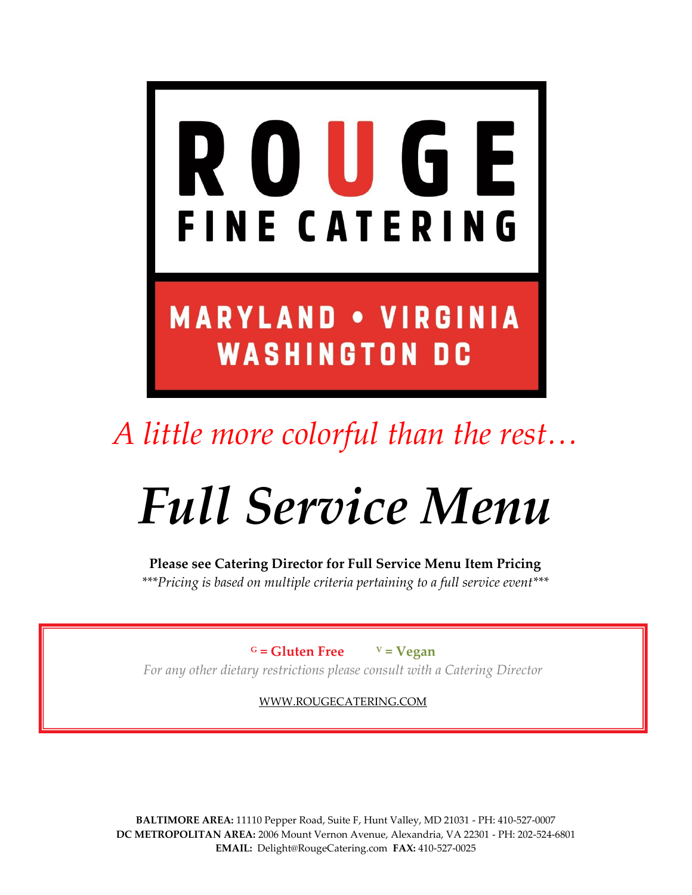# ROUGE

## FINE CATERING

**MARYLAND • VIRGINIA**
**WASHINGTON DC**

*A little more colorful than the rest…*

# *Full Service Menu*

**Please see Catering Director for Full Service Menu Item Pricing**

*\*\*\*Pricing is based on multiple criteria pertaining to a full service event\*\*\**

**G = Gluten Free** **V = Vegan**

*For any other dietary restrictions please consult with a Catering Director*

WWW.ROUGECATERING.COM

**BALTIMORE AREA:** 11110 Pepper Road, Suite F, Hunt Valley, MD 21031 - PH: 410-527-0007
**DC METROPOLITAN AREA:** 2006 Mount Vernon Avenue, Alexandria, VA 22301 - PH: 202-524-6801
**EMAIL:** Delight@RougeCatering.com **FAX:** 410-527-0025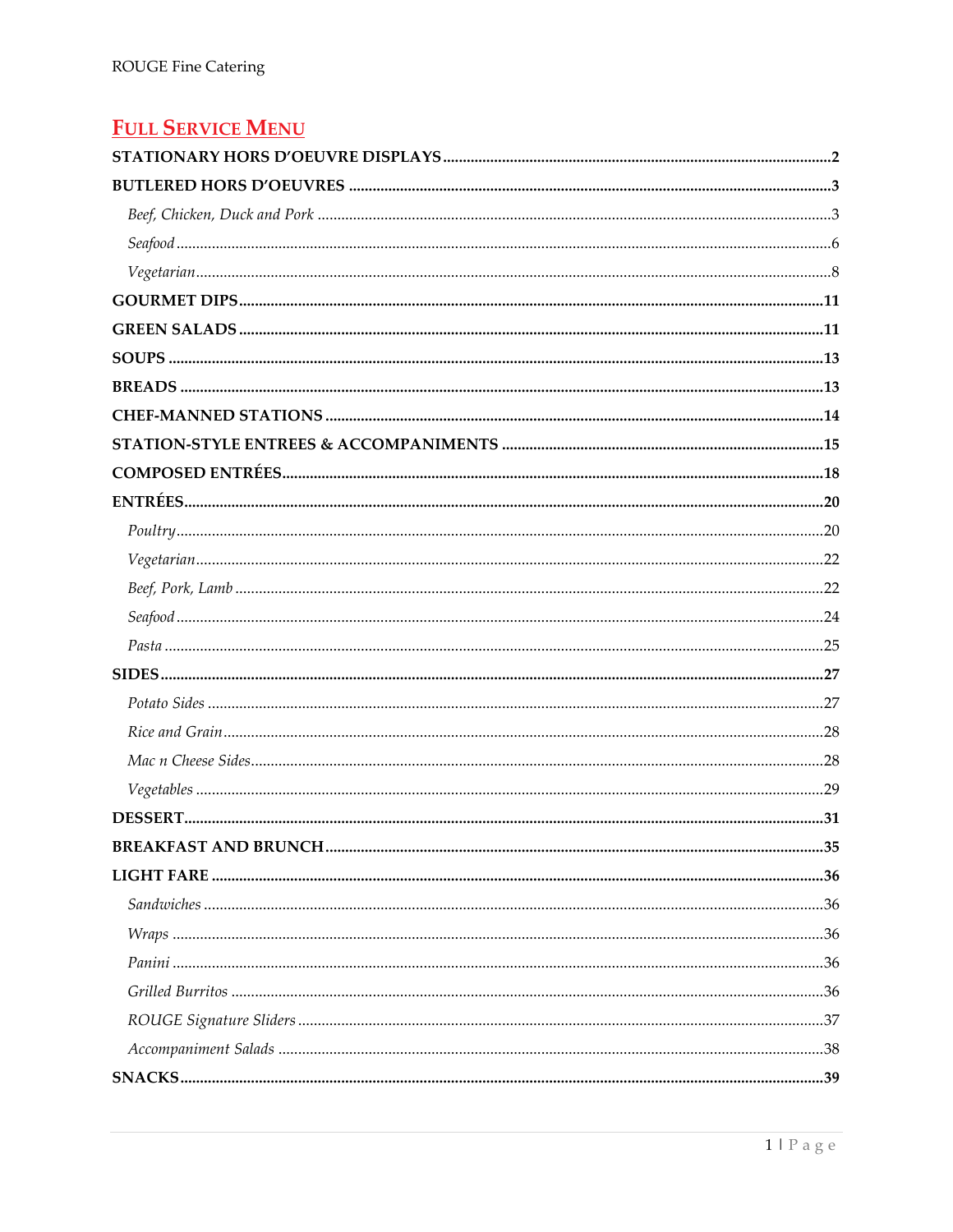## FULL SERVICE MENU

**STATIONARY HORS D'OEUVRE DISPLAYS** .......... 2

**BUTLERED HORS D'OEUVRES** .......... 3

- *Beef, Chicken, Duck and Pork* .......... 3
- *Seafood* .......... 6
- *Vegetarian* .......... 8

**GOURMET DIPS** .......... 11

**GREEN SALADS** .......... 11

**SOUPS** .......... 13

**BREADS** .......... 13

**CHEF-MANNED STATIONS** .......... 14

**STATION-STYLE ENTREES & ACCOMPANIMENTS** .......... 15

**COMPOSED ENTRÉES** .......... 18

**ENTRÉES** .......... 20

- *Poultry* .......... 20
- *Vegetarian* .......... 22
- *Beef, Pork, Lamb* .......... 22
- *Seafood* .......... 24
- *Pasta* .......... 25

**SIDES** .......... 27

- *Potato Sides* .......... 27
- *Rice and Grain* .......... 28
- *Mac n Cheese Sides* .......... 28
- *Vegetables* .......... 29

**DESSERT** .......... 31

**BREAKFAST AND BRUNCH** .......... 35

**LIGHT FARE** .......... 36

- *Sandwiches* .......... 36
- *Wraps* .......... 36
- *Panini* .......... 36
- *Grilled Burritos* .......... 36
- *ROUGE Signature Sliders* .......... 37
- *Accompaniment Salads* .......... 38

**SNACKS** .......... 39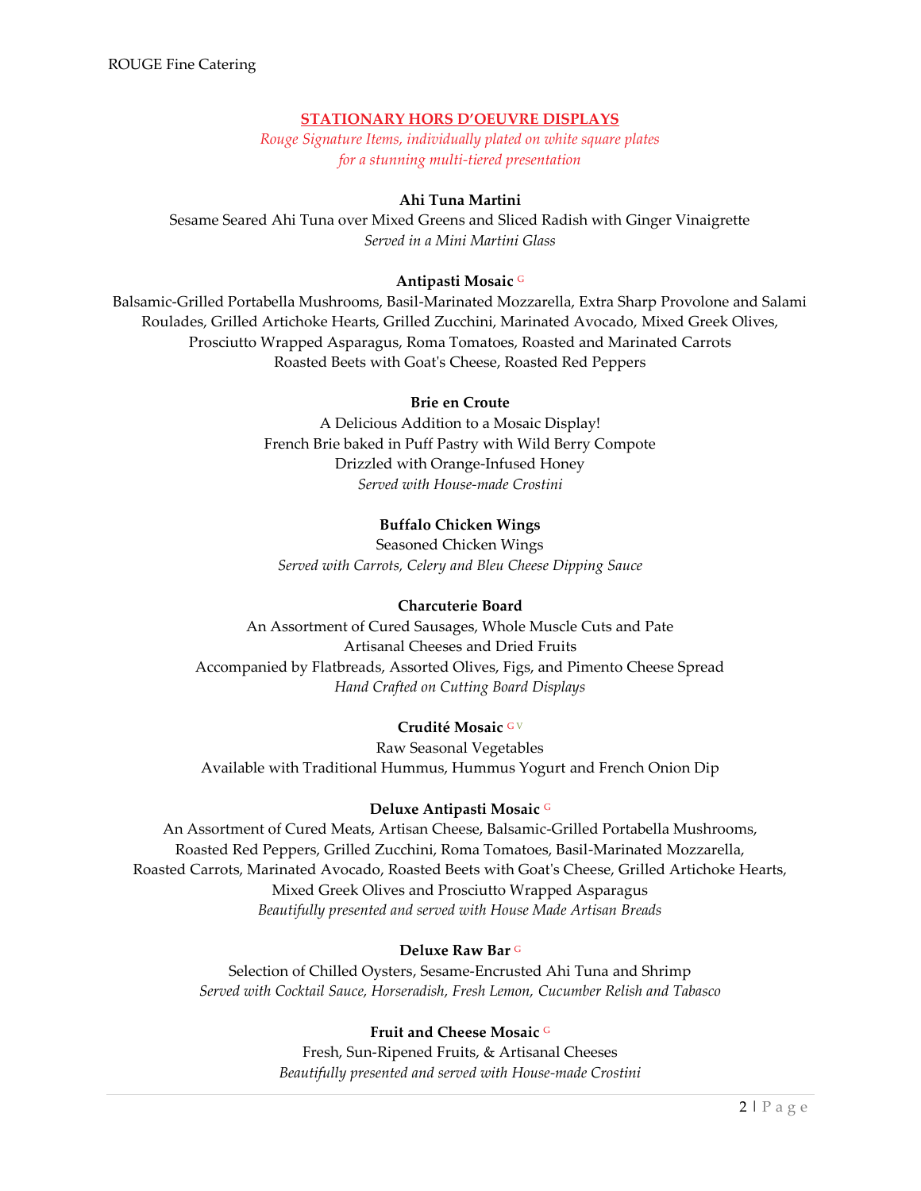## STATIONARY HORS D'OEUVRE DISPLAYS

*Rouge Signature Items, individually plated on white square plates for a stunning multi-tiered presentation*

**Ahi Tuna Martini**
Sesame Seared Ahi Tuna over Mixed Greens and Sliced Radish with Ginger Vinaigrette
*Served in a Mini Martini Glass*

**Antipasti Mosaic** G
Balsamic-Grilled Portabella Mushrooms, Basil-Marinated Mozzarella, Extra Sharp Provolone and Salami Roulades, Grilled Artichoke Hearts, Grilled Zucchini, Marinated Avocado, Mixed Greek Olives, Prosciutto Wrapped Asparagus, Roma Tomatoes, Roasted and Marinated Carrots
Roasted Beets with Goat's Cheese, Roasted Red Peppers

**Brie en Croute**
A Delicious Addition to a Mosaic Display!
French Brie baked in Puff Pastry with Wild Berry Compote
Drizzled with Orange-Infused Honey
*Served with House-made Crostini*

**Buffalo Chicken Wings**
Seasoned Chicken Wings
*Served with Carrots, Celery and Bleu Cheese Dipping Sauce*

**Charcuterie Board**
An Assortment of Cured Sausages, Whole Muscle Cuts and Pate
Artisanal Cheeses and Dried Fruits
Accompanied by Flatbreads, Assorted Olives, Figs, and Pimento Cheese Spread
*Hand Crafted on Cutting Board Displays*

**Crudité Mosaic** G V
Raw Seasonal Vegetables
Available with Traditional Hummus, Hummus Yogurt and French Onion Dip

**Deluxe Antipasti Mosaic** G
An Assortment of Cured Meats, Artisan Cheese, Balsamic-Grilled Portabella Mushrooms, Roasted Red Peppers, Grilled Zucchini, Roma Tomatoes, Basil-Marinated Mozzarella, Roasted Carrots, Marinated Avocado, Roasted Beets with Goat's Cheese, Grilled Artichoke Hearts, Mixed Greek Olives and Prosciutto Wrapped Asparagus
*Beautifully presented and served with House Made Artisan Breads*

**Deluxe Raw Bar** G
Selection of Chilled Oysters, Sesame-Encrusted Ahi Tuna and Shrimp
*Served with Cocktail Sauce, Horseradish, Fresh Lemon, Cucumber Relish and Tabasco*

**Fruit and Cheese Mosaic** G
Fresh, Sun-Ripened Fruits, & Artisanal Cheeses
*Beautifully presented and served with House-made Crostini*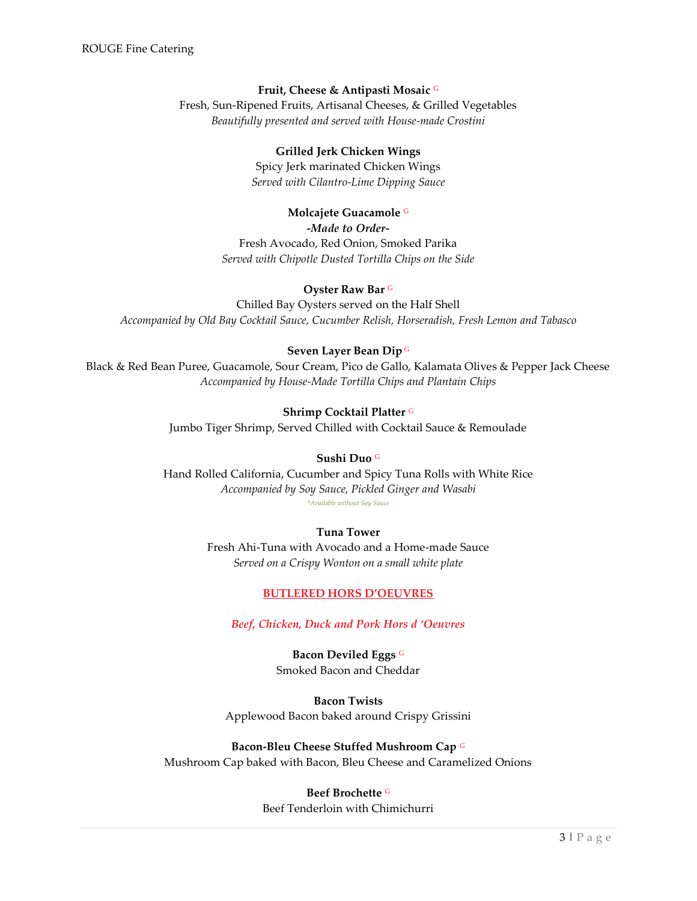**Fruit, Cheese & Antipasti Mosaic** G
Fresh, Sun-Ripened Fruits, Artisanal Cheeses, & Grilled Vegetables
*Beautifully presented and served with House-made Crostini*

**Grilled Jerk Chicken Wings**
Spicy Jerk marinated Chicken Wings
*Served with Cilantro-Lime Dipping Sauce*

**Molcajete Guacamole** G
***-Made to Order-***
Fresh Avocado, Red Onion, Smoked Parika
*Served with Chipotle Dusted Tortilla Chips on the Side*

**Oyster Raw Bar** G
Chilled Bay Oysters served on the Half Shell
*Accompanied by Old Bay Cocktail Sauce, Cucumber Relish, Horseradish, Fresh Lemon and Tabasco*

**Seven Layer Bean Dip** G
Black & Red Bean Puree, Guacamole, Sour Cream, Pico de Gallo, Kalamata Olives & Pepper Jack Cheese
*Accompanied by House-Made Tortilla Chips and Plantain Chips*

**Shrimp Cocktail Platter** G
Jumbo Tiger Shrimp, Served Chilled with Cocktail Sauce & Remoulade

**Sushi Duo** G
Hand Rolled California, Cucumber and Spicy Tuna Rolls with White Rice
*Accompanied by Soy Sauce, Pickled Ginger and Wasabi*
*\*Available without Soy Sauce*

**Tuna Tower**
Fresh Ahi-Tuna with Avocado and a Home-made Sauce
*Served on a Crispy Wonton on a small white plate*

## BUTLERED HORS D'OEUVRES

### *Beef, Chicken, Duck and Pork Hors d 'Oeuvres*

**Bacon Deviled Eggs** G
Smoked Bacon and Cheddar

**Bacon Twists**
Applewood Bacon baked around Crispy Grissini

**Bacon-Bleu Cheese Stuffed Mushroom Cap** G
Mushroom Cap baked with Bacon, Bleu Cheese and Caramelized Onions

**Beef Brochette** G
Beef Tenderloin with Chimichurri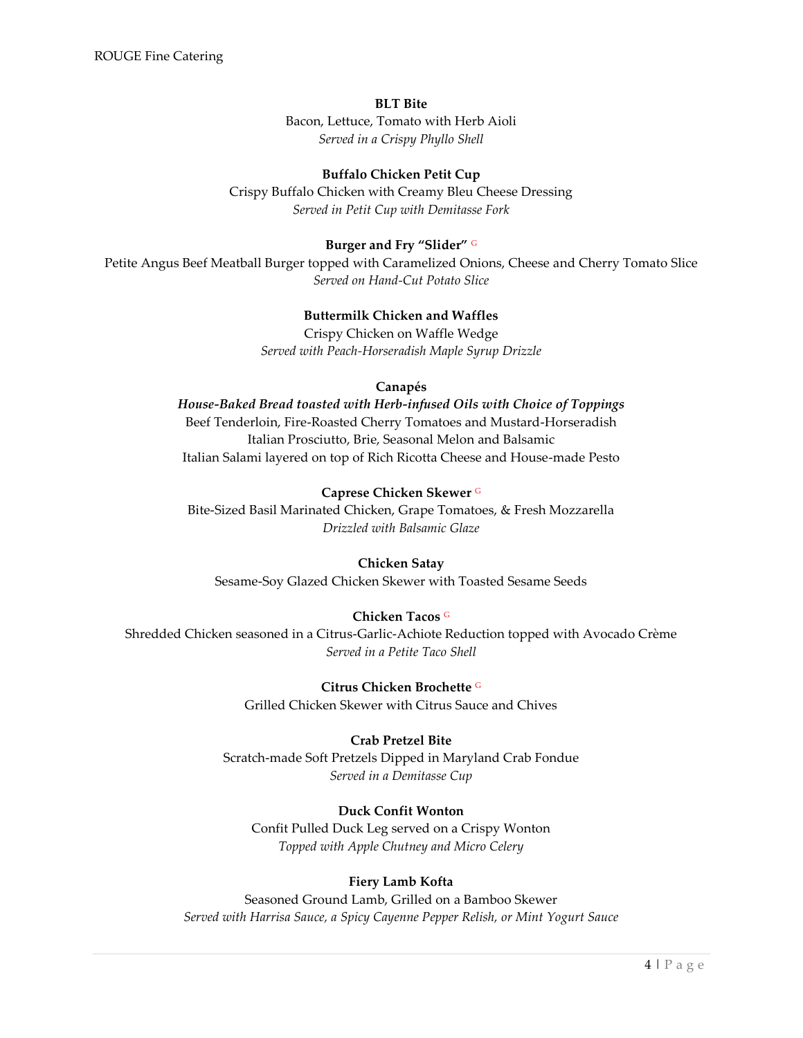**BLT Bite**
Bacon, Lettuce, Tomato with Herb Aioli
*Served in a Crispy Phyllo Shell*

**Buffalo Chicken Petit Cup**
Crispy Buffalo Chicken with Creamy Bleu Cheese Dressing
*Served in Petit Cup with Demitasse Fork*

**Burger and Fry "Slider"** G
Petite Angus Beef Meatball Burger topped with Caramelized Onions, Cheese and Cherry Tomato Slice
*Served on Hand-Cut Potato Slice*

**Buttermilk Chicken and Waffles**
Crispy Chicken on Waffle Wedge
*Served with Peach-Horseradish Maple Syrup Drizzle*

**Canapés**
***House-Baked Bread toasted with Herb-infused Oils with Choice of Toppings***
Beef Tenderloin, Fire-Roasted Cherry Tomatoes and Mustard-Horseradish
Italian Prosciutto, Brie, Seasonal Melon and Balsamic
Italian Salami layered on top of Rich Ricotta Cheese and House-made Pesto

**Caprese Chicken Skewer** G
Bite-Sized Basil Marinated Chicken, Grape Tomatoes, & Fresh Mozzarella
*Drizzled with Balsamic Glaze*

**Chicken Satay**
Sesame-Soy Glazed Chicken Skewer with Toasted Sesame Seeds

**Chicken Tacos** G
Shredded Chicken seasoned in a Citrus-Garlic-Achiote Reduction topped with Avocado Crème
*Served in a Petite Taco Shell*

**Citrus Chicken Brochette** G
Grilled Chicken Skewer with Citrus Sauce and Chives

**Crab Pretzel Bite**
Scratch-made Soft Pretzels Dipped in Maryland Crab Fondue
*Served in a Demitasse Cup*

**Duck Confit Wonton**
Confit Pulled Duck Leg served on a Crispy Wonton
*Topped with Apple Chutney and Micro Celery*

**Fiery Lamb Kofta**
Seasoned Ground Lamb, Grilled on a Bamboo Skewer
*Served with Harrisa Sauce, a Spicy Cayenne Pepper Relish, or Mint Yogurt Sauce*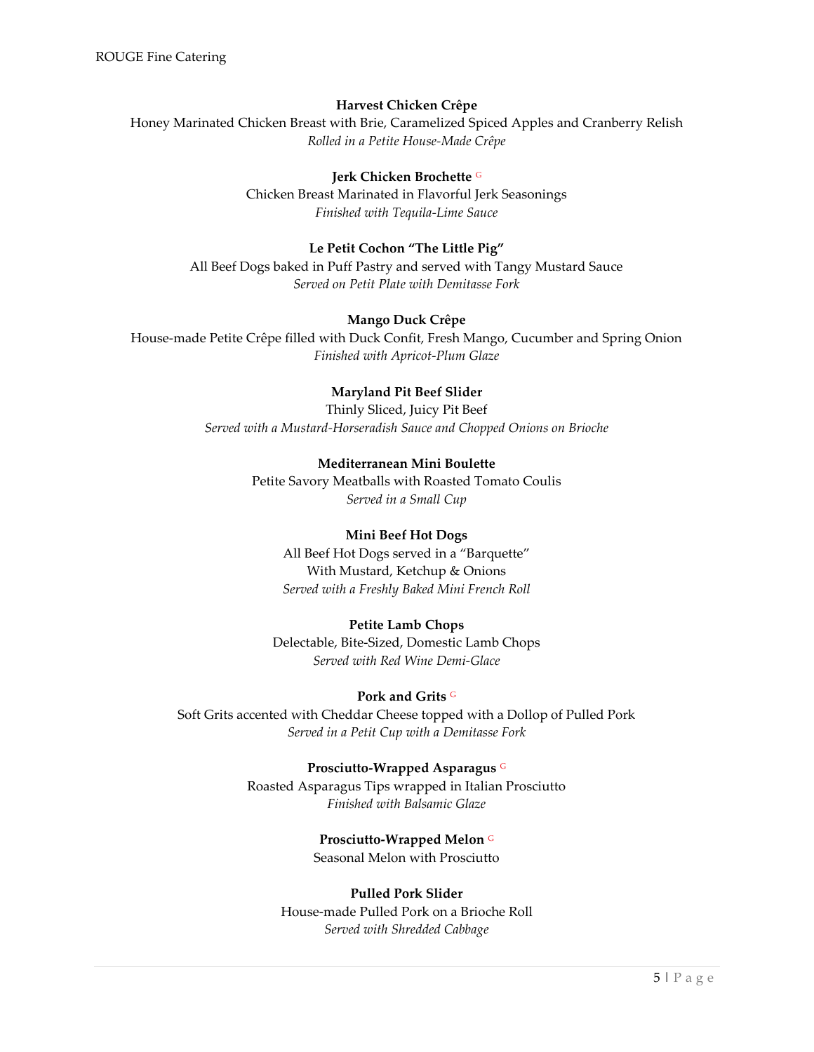**Harvest Chicken Crêpe**
Honey Marinated Chicken Breast with Brie, Caramelized Spiced Apples and Cranberry Relish
*Rolled in a Petite House-Made Crêpe*

**Jerk Chicken Brochette** G
Chicken Breast Marinated in Flavorful Jerk Seasonings
*Finished with Tequila-Lime Sauce*

**Le Petit Cochon "The Little Pig"**
All Beef Dogs baked in Puff Pastry and served with Tangy Mustard Sauce
*Served on Petit Plate with Demitasse Fork*

**Mango Duck Crêpe**
House-made Petite Crêpe filled with Duck Confit, Fresh Mango, Cucumber and Spring Onion
*Finished with Apricot-Plum Glaze*

**Maryland Pit Beef Slider**
Thinly Sliced, Juicy Pit Beef
*Served with a Mustard-Horseradish Sauce and Chopped Onions on Brioche*

**Mediterranean Mini Boulette**
Petite Savory Meatballs with Roasted Tomato Coulis
*Served in a Small Cup*

**Mini Beef Hot Dogs**
All Beef Hot Dogs served in a "Barquette"
With Mustard, Ketchup & Onions
*Served with a Freshly Baked Mini French Roll*

**Petite Lamb Chops**
Delectable, Bite-Sized, Domestic Lamb Chops
*Served with Red Wine Demi-Glace*

**Pork and Grits** G
Soft Grits accented with Cheddar Cheese topped with a Dollop of Pulled Pork
*Served in a Petit Cup with a Demitasse Fork*

**Prosciutto-Wrapped Asparagus** G
Roasted Asparagus Tips wrapped in Italian Prosciutto
*Finished with Balsamic Glaze*

**Prosciutto-Wrapped Melon** G
Seasonal Melon with Prosciutto

**Pulled Pork Slider**
House-made Pulled Pork on a Brioche Roll
*Served with Shredded Cabbage*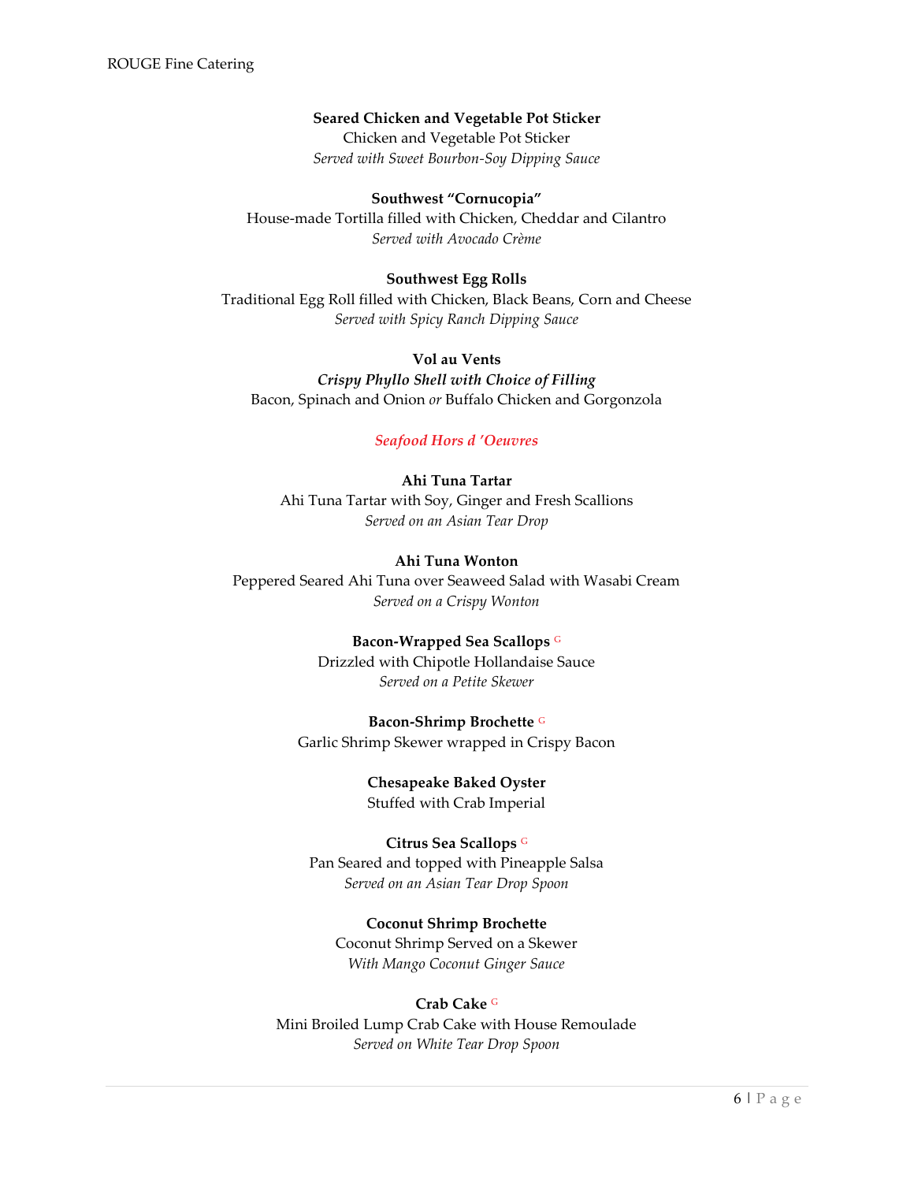**Seared Chicken and Vegetable Pot Sticker**
Chicken and Vegetable Pot Sticker
*Served with Sweet Bourbon-Soy Dipping Sauce*

**Southwest "Cornucopia"**
House-made Tortilla filled with Chicken, Cheddar and Cilantro
*Served with Avocado Crème*

**Southwest Egg Rolls**
Traditional Egg Roll filled with Chicken, Black Beans, Corn and Cheese
*Served with Spicy Ranch Dipping Sauce*

**Vol au Vents**
***Crispy Phyllo Shell with Choice of Filling***
Bacon, Spinach and Onion *or* Buffalo Chicken and Gorgonzola

## *Seafood Hors d 'Oeuvres*

**Ahi Tuna Tartar**
Ahi Tuna Tartar with Soy, Ginger and Fresh Scallions
*Served on an Asian Tear Drop*

**Ahi Tuna Wonton**
Peppered Seared Ahi Tuna over Seaweed Salad with Wasabi Cream
*Served on a Crispy Wonton*

**Bacon-Wrapped Sea Scallops** G
Drizzled with Chipotle Hollandaise Sauce
*Served on a Petite Skewer*

**Bacon-Shrimp Brochette** G
Garlic Shrimp Skewer wrapped in Crispy Bacon

**Chesapeake Baked Oyster**
Stuffed with Crab Imperial

**Citrus Sea Scallops** G
Pan Seared and topped with Pineapple Salsa
*Served on an Asian Tear Drop Spoon*

**Coconut Shrimp Brochette**
Coconut Shrimp Served on a Skewer
*With Mango Coconut Ginger Sauce*

**Crab Cake** G
Mini Broiled Lump Crab Cake with House Remoulade
*Served on White Tear Drop Spoon*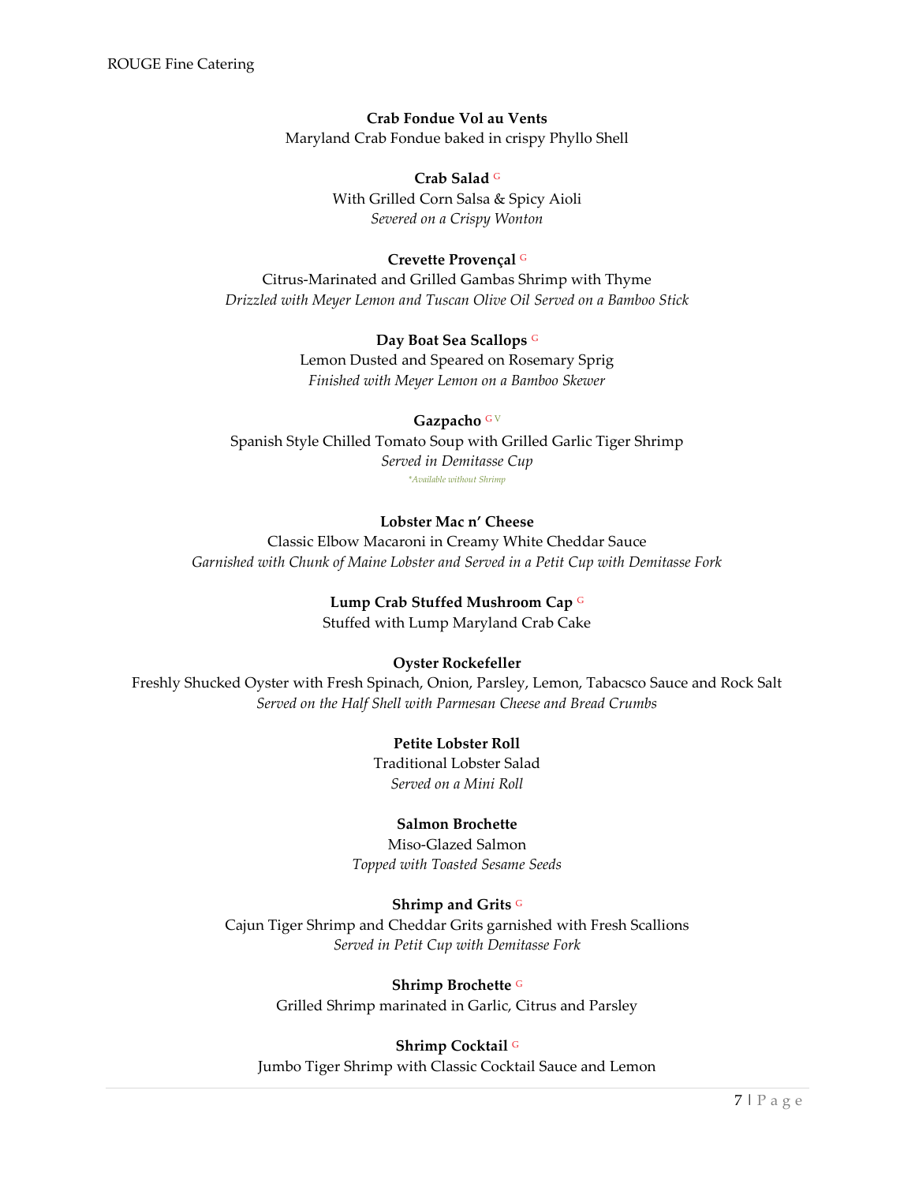**Crab Fondue Vol au Vents**
Maryland Crab Fondue baked in crispy Phyllo Shell

**Crab Salad** G
With Grilled Corn Salsa & Spicy Aioli
*Severed on a Crispy Wonton*

**Crevette Provençal** G
Citrus-Marinated and Grilled Gambas Shrimp with Thyme
*Drizzled with Meyer Lemon and Tuscan Olive Oil Served on a Bamboo Stick*

**Day Boat Sea Scallops** G
Lemon Dusted and Speared on Rosemary Sprig
*Finished with Meyer Lemon on a Bamboo Skewer*

**Gazpacho** G V
Spanish Style Chilled Tomato Soup with Grilled Garlic Tiger Shrimp
*Served in Demitasse Cup*
*\*Available without Shrimp*

**Lobster Mac n' Cheese**
Classic Elbow Macaroni in Creamy White Cheddar Sauce
*Garnished with Chunk of Maine Lobster and Served in a Petit Cup with Demitasse Fork*

**Lump Crab Stuffed Mushroom Cap** G
Stuffed with Lump Maryland Crab Cake

**Oyster Rockefeller**
Freshly Shucked Oyster with Fresh Spinach, Onion, Parsley, Lemon, Tabacsco Sauce and Rock Salt
*Served on the Half Shell with Parmesan Cheese and Bread Crumbs*

**Petite Lobster Roll**
Traditional Lobster Salad
*Served on a Mini Roll*

**Salmon Brochette**
Miso-Glazed Salmon
*Topped with Toasted Sesame Seeds*

**Shrimp and Grits** G
Cajun Tiger Shrimp and Cheddar Grits garnished with Fresh Scallions
*Served in Petit Cup with Demitasse Fork*

**Shrimp Brochette** G
Grilled Shrimp marinated in Garlic, Citrus and Parsley

**Shrimp Cocktail** G
Jumbo Tiger Shrimp with Classic Cocktail Sauce and Lemon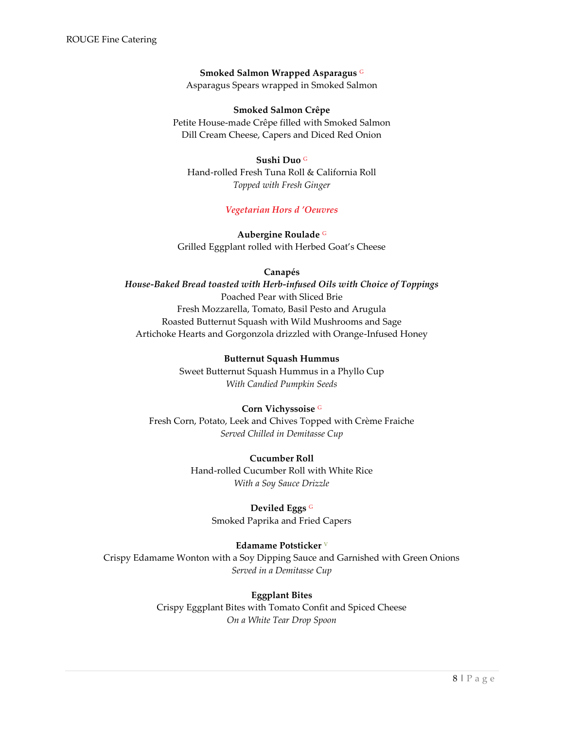**Smoked Salmon Wrapped Asparagus** G
Asparagus Spears wrapped in Smoked Salmon

**Smoked Salmon Crêpe**
Petite House-made Crêpe filled with Smoked Salmon
Dill Cream Cheese, Capers and Diced Red Onion

**Sushi Duo** G
Hand-rolled Fresh Tuna Roll & California Roll
*Topped with Fresh Ginger*

## *Vegetarian Hors d 'Oeuvres*

**Aubergine Roulade** G
Grilled Eggplant rolled with Herbed Goat's Cheese

**Canapés**
***House-Baked Bread toasted with Herb-infused Oils with Choice of Toppings***
Poached Pear with Sliced Brie
Fresh Mozzarella, Tomato, Basil Pesto and Arugula
Roasted Butternut Squash with Wild Mushrooms and Sage
Artichoke Hearts and Gorgonzola drizzled with Orange-Infused Honey

**Butternut Squash Hummus**
Sweet Butternut Squash Hummus in a Phyllo Cup
*With Candied Pumpkin Seeds*

**Corn Vichyssoise** G
Fresh Corn, Potato, Leek and Chives Topped with Crème Fraiche
*Served Chilled in Demitasse Cup*

**Cucumber Roll**
Hand-rolled Cucumber Roll with White Rice
*With a Soy Sauce Drizzle*

**Deviled Eggs** G
Smoked Paprika and Fried Capers

**Edamame Potsticker** V
Crispy Edamame Wonton with a Soy Dipping Sauce and Garnished with Green Onions
*Served in a Demitasse Cup*

**Eggplant Bites**
Crispy Eggplant Bites with Tomato Confit and Spiced Cheese
*On a White Tear Drop Spoon*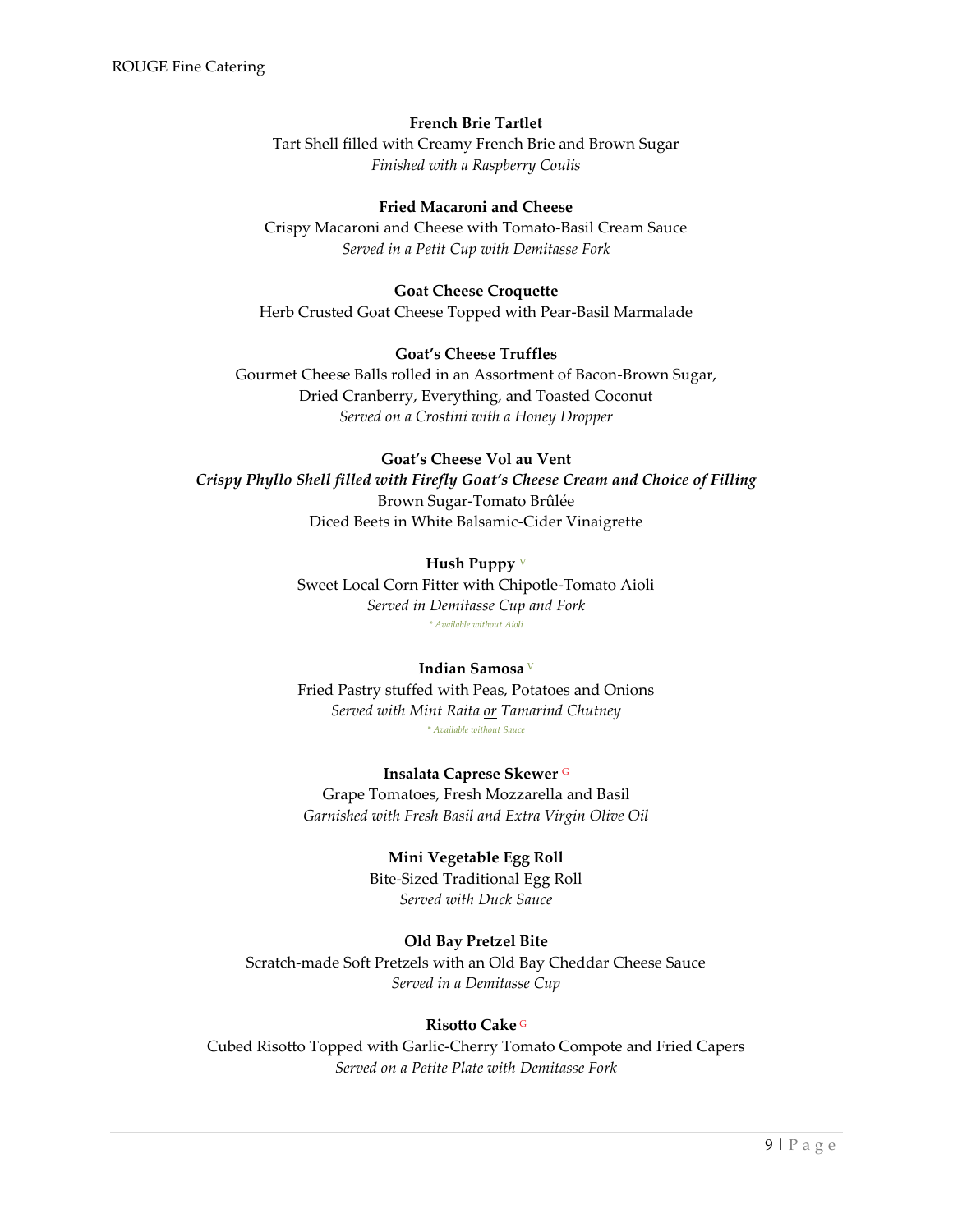**French Brie Tartlet**
Tart Shell filled with Creamy French Brie and Brown Sugar
*Finished with a Raspberry Coulis*

**Fried Macaroni and Cheese**
Crispy Macaroni and Cheese with Tomato-Basil Cream Sauce
*Served in a Petit Cup with Demitasse Fork*

**Goat Cheese Croquette**
Herb Crusted Goat Cheese Topped with Pear-Basil Marmalade

**Goat's Cheese Truffles**
Gourmet Cheese Balls rolled in an Assortment of Bacon-Brown Sugar,
Dried Cranberry, Everything, and Toasted Coconut
*Served on a Crostini with a Honey Dropper*

**Goat's Cheese Vol au Vent**
***Crispy Phyllo Shell filled with Firefly Goat's Cheese Cream and Choice of Filling***
Brown Sugar-Tomato Brûlée
Diced Beets in White Balsamic-Cider Vinaigrette

**Hush Puppy** V
Sweet Local Corn Fitter with Chipotle-Tomato Aioli
*Served in Demitasse Cup and Fork*
*\* Available without Aioli*

**Indian Samosa** V
Fried Pastry stuffed with Peas, Potatoes and Onions
*Served with Mint Raita <u>or</u> Tamarind Chutney*
*\* Available without Sauce*

**Insalata Caprese Skewer** G
Grape Tomatoes, Fresh Mozzarella and Basil
*Garnished with Fresh Basil and Extra Virgin Olive Oil*

**Mini Vegetable Egg Roll**
Bite-Sized Traditional Egg Roll
*Served with Duck Sauce*

**Old Bay Pretzel Bite**
Scratch-made Soft Pretzels with an Old Bay Cheddar Cheese Sauce
*Served in a Demitasse Cup*

**Risotto Cake** G
Cubed Risotto Topped with Garlic-Cherry Tomato Compote and Fried Capers
*Served on a Petite Plate with Demitasse Fork*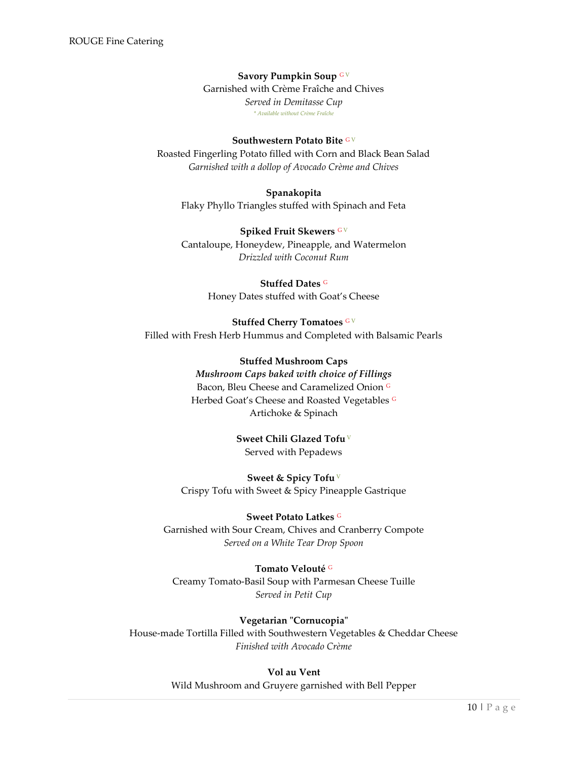**Savory Pumpkin Soup** G V
Garnished with Crème Fraîche and Chives
*Served in Demitasse Cup*
*\* Available without Crème Fraîche*

**Southwestern Potato Bite** G V
Roasted Fingerling Potato filled with Corn and Black Bean Salad
*Garnished with a dollop of Avocado Crème and Chives*

**Spanakopita**
Flaky Phyllo Triangles stuffed with Spinach and Feta

**Spiked Fruit Skewers** G V
Cantaloupe, Honeydew, Pineapple, and Watermelon
*Drizzled with Coconut Rum*

**Stuffed Dates** G
Honey Dates stuffed with Goat's Cheese

**Stuffed Cherry Tomatoes** G V
Filled with Fresh Herb Hummus and Completed with Balsamic Pearls

**Stuffed Mushroom Caps**
***Mushroom Caps baked with choice of Fillings***
Bacon, Bleu Cheese and Caramelized Onion G
Herbed Goat's Cheese and Roasted Vegetables G
Artichoke & Spinach

**Sweet Chili Glazed Tofu** V
Served with Pepadews

**Sweet & Spicy Tofu** V
Crispy Tofu with Sweet & Spicy Pineapple Gastrique

**Sweet Potato Latkes** G
Garnished with Sour Cream, Chives and Cranberry Compote
*Served on a White Tear Drop Spoon*

**Tomato Velouté** G
Creamy Tomato-Basil Soup with Parmesan Cheese Tuille
*Served in Petit Cup*

**Vegetarian "Cornucopia"**
House-made Tortilla Filled with Southwestern Vegetables & Cheddar Cheese
*Finished with Avocado Crème*

**Vol au Vent**
Wild Mushroom and Gruyere garnished with Bell Pepper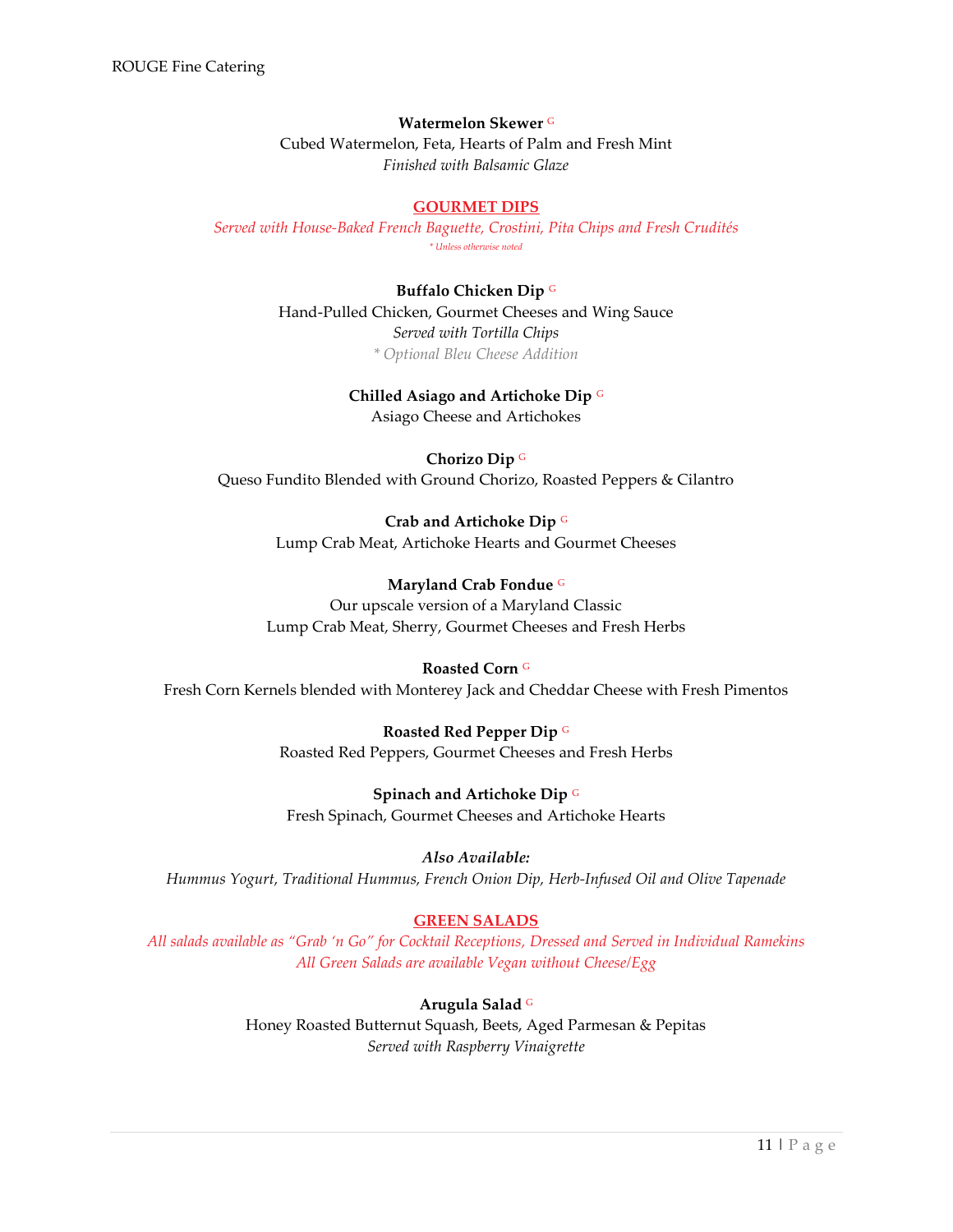**Watermelon Skewer** G
Cubed Watermelon, Feta, Hearts of Palm and Fresh Mint
*Finished with Balsamic Glaze*

## GOURMET DIPS

*Served with House-Baked French Baguette, Crostini, Pita Chips and Fresh Crudités*
*\* Unless otherwise noted*

**Buffalo Chicken Dip** G
Hand-Pulled Chicken, Gourmet Cheeses and Wing Sauce
*Served with Tortilla Chips*
*\* Optional Bleu Cheese Addition*

**Chilled Asiago and Artichoke Dip** G
Asiago Cheese and Artichokes

**Chorizo Dip** G
Queso Fundito Blended with Ground Chorizo, Roasted Peppers & Cilantro

**Crab and Artichoke Dip** G
Lump Crab Meat, Artichoke Hearts and Gourmet Cheeses

**Maryland Crab Fondue** G
Our upscale version of a Maryland Classic
Lump Crab Meat, Sherry, Gourmet Cheeses and Fresh Herbs

**Roasted Corn** G
Fresh Corn Kernels blended with Monterey Jack and Cheddar Cheese with Fresh Pimentos

**Roasted Red Pepper Dip** G
Roasted Red Peppers, Gourmet Cheeses and Fresh Herbs

**Spinach and Artichoke Dip** G
Fresh Spinach, Gourmet Cheeses and Artichoke Hearts

***Also Available:***
*Hummus Yogurt, Traditional Hummus, French Onion Dip, Herb-Infused Oil and Olive Tapenade*

## GREEN SALADS

*All salads available as "Grab 'n Go" for Cocktail Receptions, Dressed and Served in Individual Ramekins*
*All Green Salads are available Vegan without Cheese/Egg*

**Arugula Salad** G
Honey Roasted Butternut Squash, Beets, Aged Parmesan & Pepitas
*Served with Raspberry Vinaigrette*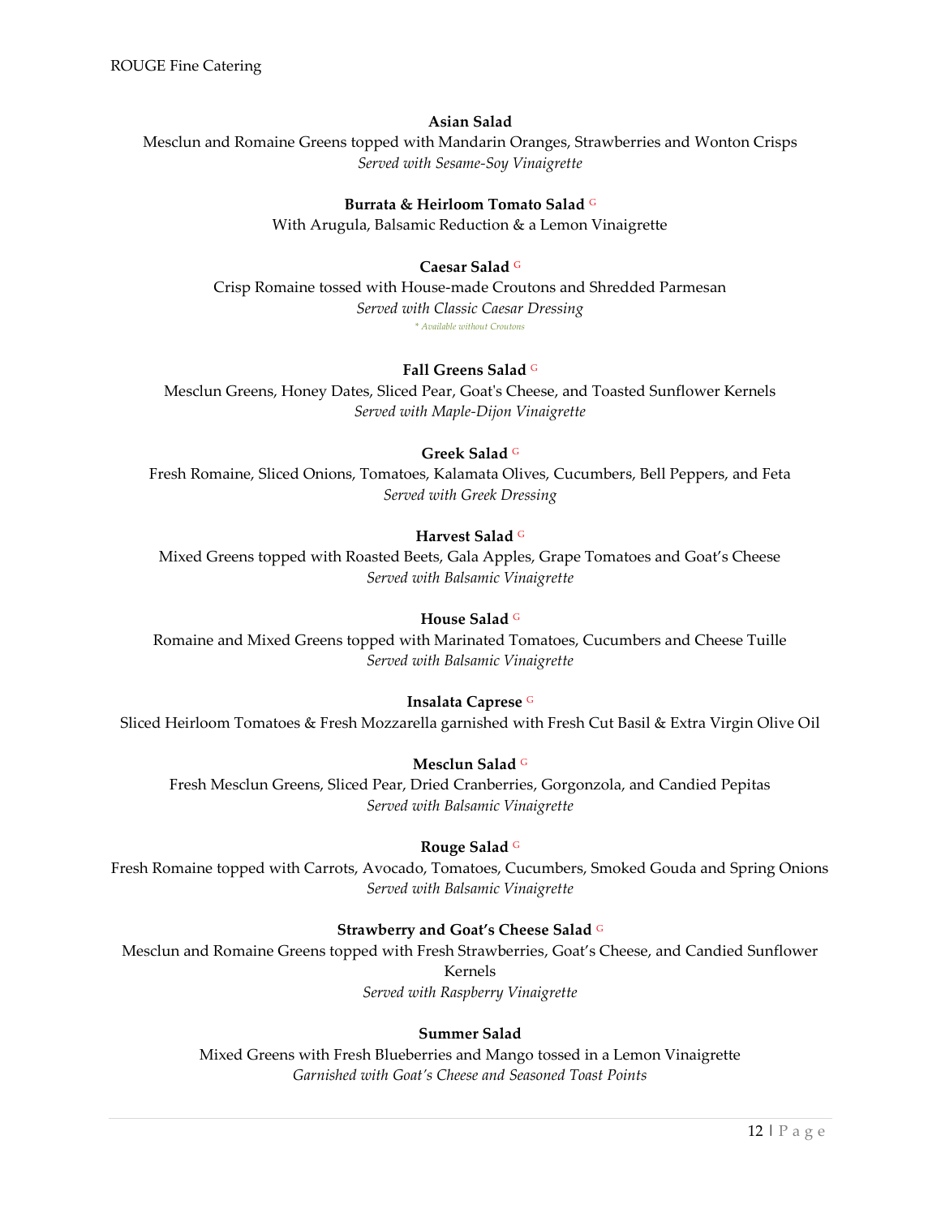**Asian Salad**

Mesclun and Romaine Greens topped with Mandarin Oranges, Strawberries and Wonton Crisps

*Served with Sesame-Soy Vinaigrette*

**Burrata & Heirloom Tomato Salad** G

With Arugula, Balsamic Reduction & a Lemon Vinaigrette

**Caesar Salad** G

Crisp Romaine tossed with House-made Croutons and Shredded Parmesan

*Served with Classic Caesar Dressing*

*\* Available without Croutons*

**Fall Greens Salad** G

Mesclun Greens, Honey Dates, Sliced Pear, Goat's Cheese, and Toasted Sunflower Kernels

*Served with Maple-Dijon Vinaigrette*

**Greek Salad** G

Fresh Romaine, Sliced Onions, Tomatoes, Kalamata Olives, Cucumbers, Bell Peppers, and Feta

*Served with Greek Dressing*

**Harvest Salad** G

Mixed Greens topped with Roasted Beets, Gala Apples, Grape Tomatoes and Goat's Cheese

*Served with Balsamic Vinaigrette*

**House Salad** G

Romaine and Mixed Greens topped with Marinated Tomatoes, Cucumbers and Cheese Tuille

*Served with Balsamic Vinaigrette*

**Insalata Caprese** G

Sliced Heirloom Tomatoes & Fresh Mozzarella garnished with Fresh Cut Basil & Extra Virgin Olive Oil

**Mesclun Salad** G

Fresh Mesclun Greens, Sliced Pear, Dried Cranberries, Gorgonzola, and Candied Pepitas

*Served with Balsamic Vinaigrette*

**Rouge Salad** G

Fresh Romaine topped with Carrots, Avocado, Tomatoes, Cucumbers, Smoked Gouda and Spring Onions

*Served with Balsamic Vinaigrette*

**Strawberry and Goat's Cheese Salad** G

Mesclun and Romaine Greens topped with Fresh Strawberries, Goat's Cheese, and Candied Sunflower Kernels

*Served with Raspberry Vinaigrette*

**Summer Salad**

Mixed Greens with Fresh Blueberries and Mango tossed in a Lemon Vinaigrette

*Garnished with Goat's Cheese and Seasoned Toast Points*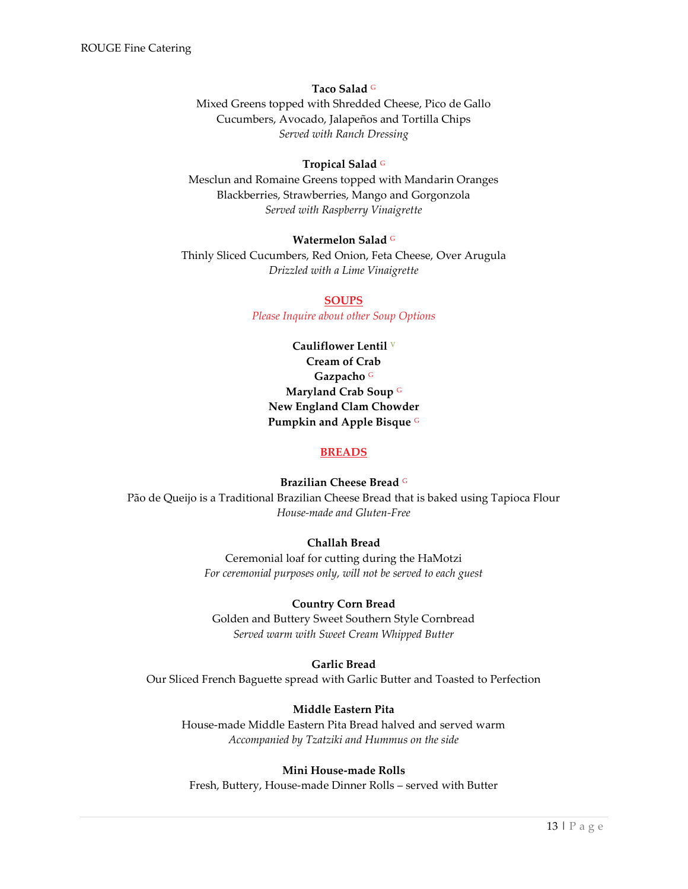**Taco Salad** G
Mixed Greens topped with Shredded Cheese, Pico de Gallo
Cucumbers, Avocado, Jalapeños and Tortilla Chips
*Served with Ranch Dressing*

**Tropical Salad** G
Mesclun and Romaine Greens topped with Mandarin Oranges
Blackberries, Strawberries, Mango and Gorgonzola
*Served with Raspberry Vinaigrette*

**Watermelon Salad** G
Thinly Sliced Cucumbers, Red Onion, Feta Cheese, Over Arugula
*Drizzled with a Lime Vinaigrette*

## SOUPS

*Please Inquire about other Soup Options*

**Cauliflower Lentil** V
**Cream of Crab**
**Gazpacho** G
**Maryland Crab Soup** G
**New England Clam Chowder**
**Pumpkin and Apple Bisque** G

## BREADS

**Brazilian Cheese Bread** G
Pão de Queijo is a Traditional Brazilian Cheese Bread that is baked using Tapioca Flour
*House-made and Gluten-Free*

**Challah Bread**
Ceremonial loaf for cutting during the HaMotzi
*For ceremonial purposes only, will not be served to each guest*

**Country Corn Bread**
Golden and Buttery Sweet Southern Style Cornbread
*Served warm with Sweet Cream Whipped Butter*

**Garlic Bread**
Our Sliced French Baguette spread with Garlic Butter and Toasted to Perfection

**Middle Eastern Pita**
House-made Middle Eastern Pita Bread halved and served warm
*Accompanied by Tzatziki and Hummus on the side*

**Mini House-made Rolls**
Fresh, Buttery, House-made Dinner Rolls – served with Butter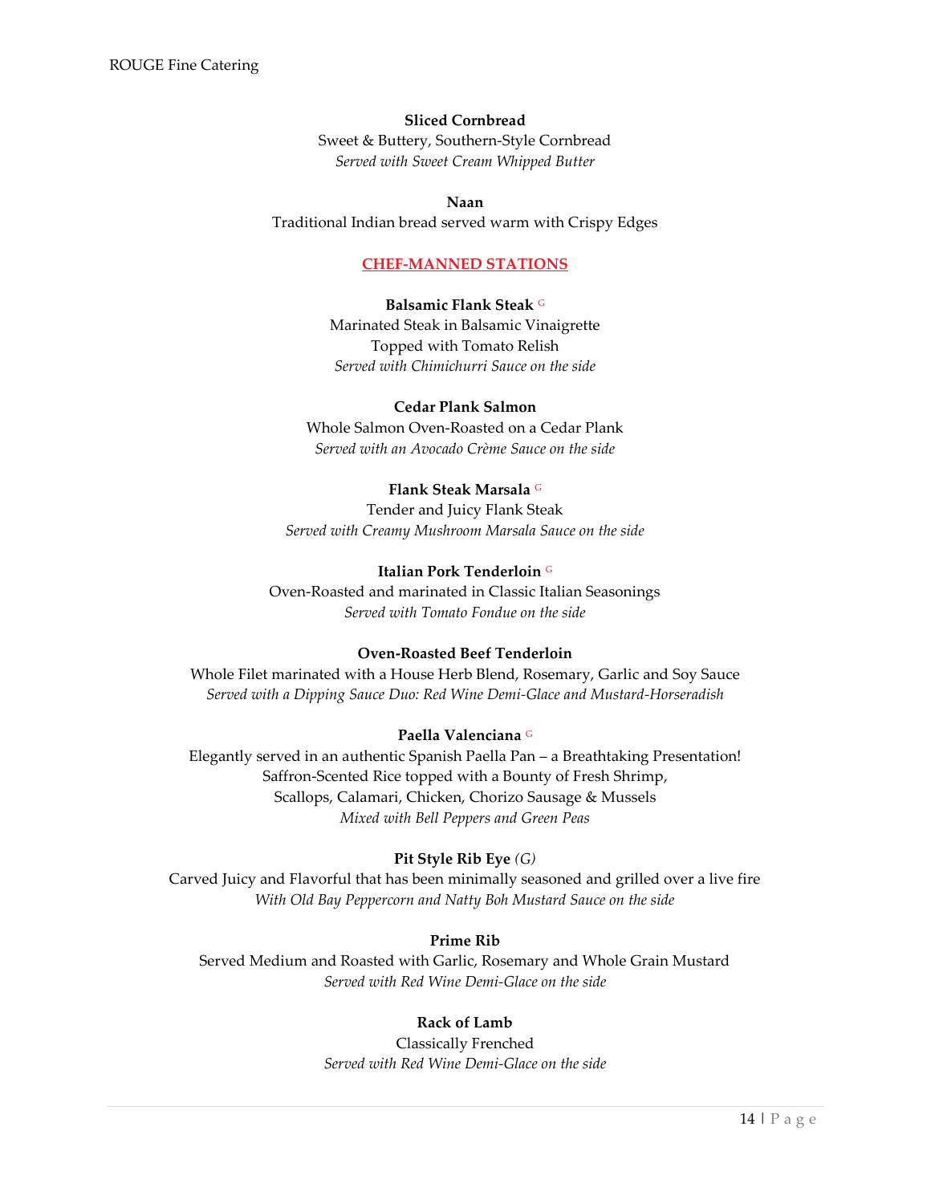**Sliced Cornbread**
Sweet & Buttery, Southern-Style Cornbread
*Served with Sweet Cream Whipped Butter*

**Naan**
Traditional Indian bread served warm with Crispy Edges

## CHEF-MANNED STATIONS

**Balsamic Flank Steak** G
Marinated Steak in Balsamic Vinaigrette
Topped with Tomato Relish
*Served with Chimichurri Sauce on the side*

**Cedar Plank Salmon**
Whole Salmon Oven-Roasted on a Cedar Plank
*Served with an Avocado Crème Sauce on the side*

**Flank Steak Marsala** G
Tender and Juicy Flank Steak
*Served with Creamy Mushroom Marsala Sauce on the side*

**Italian Pork Tenderloin** G
Oven-Roasted and marinated in Classic Italian Seasonings
*Served with Tomato Fondue on the side*

**Oven-Roasted Beef Tenderloin**
Whole Filet marinated with a House Herb Blend, Rosemary, Garlic and Soy Sauce
*Served with a Dipping Sauce Duo: Red Wine Demi-Glace and Mustard-Horseradish*

**Paella Valenciana** G
Elegantly served in an authentic Spanish Paella Pan – a Breathtaking Presentation!
Saffron-Scented Rice topped with a Bounty of Fresh Shrimp,
Scallops, Calamari, Chicken, Chorizo Sausage & Mussels
*Mixed with Bell Peppers and Green Peas*

**Pit Style Rib Eye** *(G)*
Carved Juicy and Flavorful that has been minimally seasoned and grilled over a live fire
*With Old Bay Peppercorn and Natty Boh Mustard Sauce on the side*

**Prime Rib**
Served Medium and Roasted with Garlic, Rosemary and Whole Grain Mustard
*Served with Red Wine Demi-Glace on the side*

**Rack of Lamb**
Classically Frenched
*Served with Red Wine Demi-Glace on the side*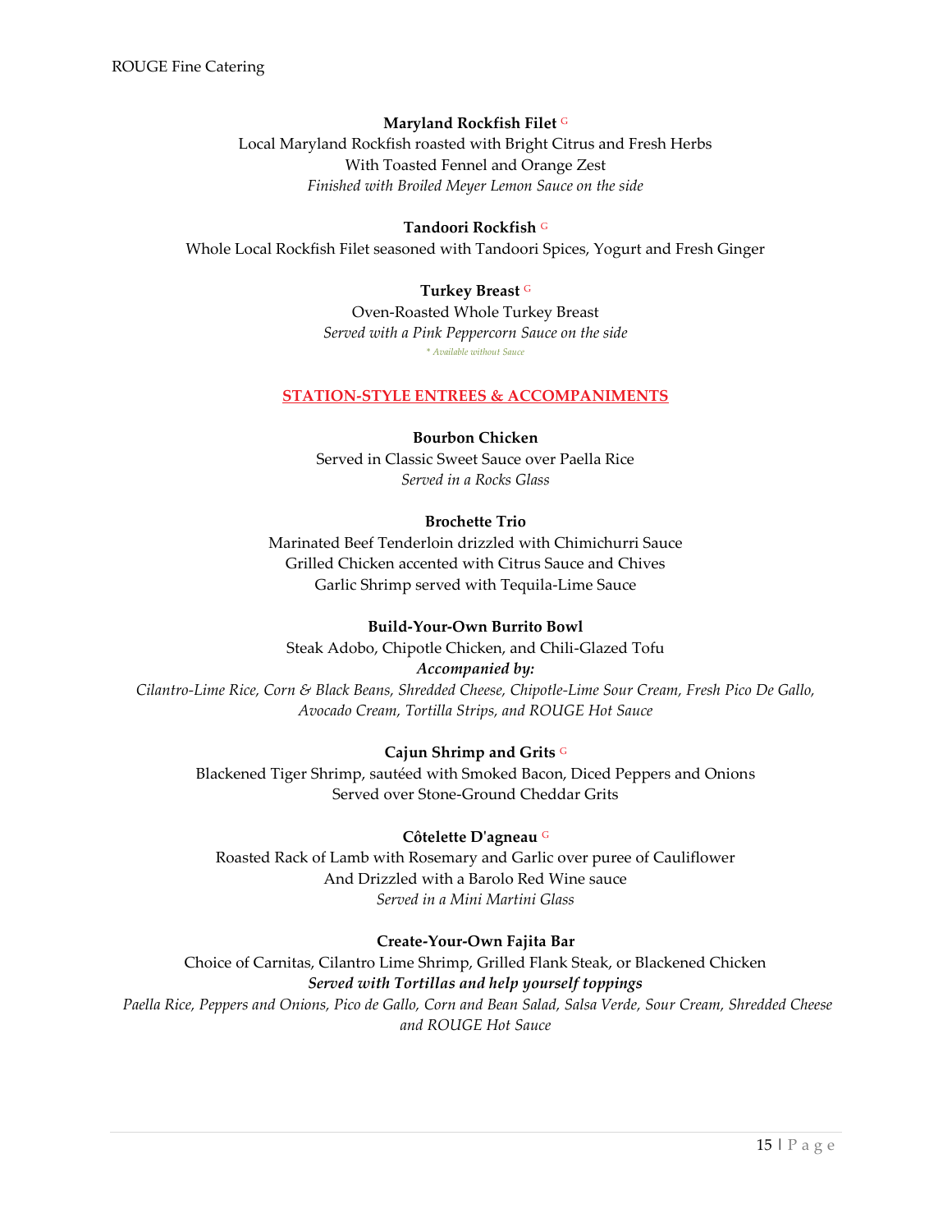**Maryland Rockfish Filet** G

Local Maryland Rockfish roasted with Bright Citrus and Fresh Herbs
With Toasted Fennel and Orange Zest
*Finished with Broiled Meyer Lemon Sauce on the side*

**Tandoori Rockfish** G

Whole Local Rockfish Filet seasoned with Tandoori Spices, Yogurt and Fresh Ginger

**Turkey Breast** G

Oven-Roasted Whole Turkey Breast
*Served with a Pink Peppercorn Sauce on the side*
*\* Available without Sauce*

## STATION-STYLE ENTREES & ACCOMPANIMENTS

**Bourbon Chicken**

Served in Classic Sweet Sauce over Paella Rice
*Served in a Rocks Glass*

**Brochette Trio**

Marinated Beef Tenderloin drizzled with Chimichurri Sauce
Grilled Chicken accented with Citrus Sauce and Chives
Garlic Shrimp served with Tequila-Lime Sauce

**Build-Your-Own Burrito Bowl**

Steak Adobo, Chipotle Chicken, and Chili-Glazed Tofu
***Accompanied by:***
*Cilantro-Lime Rice, Corn & Black Beans, Shredded Cheese, Chipotle-Lime Sour Cream, Fresh Pico De Gallo, Avocado Cream, Tortilla Strips, and ROUGE Hot Sauce*

**Cajun Shrimp and Grits** G

Blackened Tiger Shrimp, sautéed with Smoked Bacon, Diced Peppers and Onions
Served over Stone-Ground Cheddar Grits

**Côtelette D'agneau** G

Roasted Rack of Lamb with Rosemary and Garlic over puree of Cauliflower
And Drizzled with a Barolo Red Wine sauce
*Served in a Mini Martini Glass*

**Create-Your-Own Fajita Bar**

Choice of Carnitas, Cilantro Lime Shrimp, Grilled Flank Steak, or Blackened Chicken
***Served with Tortillas and help yourself toppings***
*Paella Rice, Peppers and Onions, Pico de Gallo, Corn and Bean Salad, Salsa Verde, Sour Cream, Shredded Cheese and ROUGE Hot Sauce*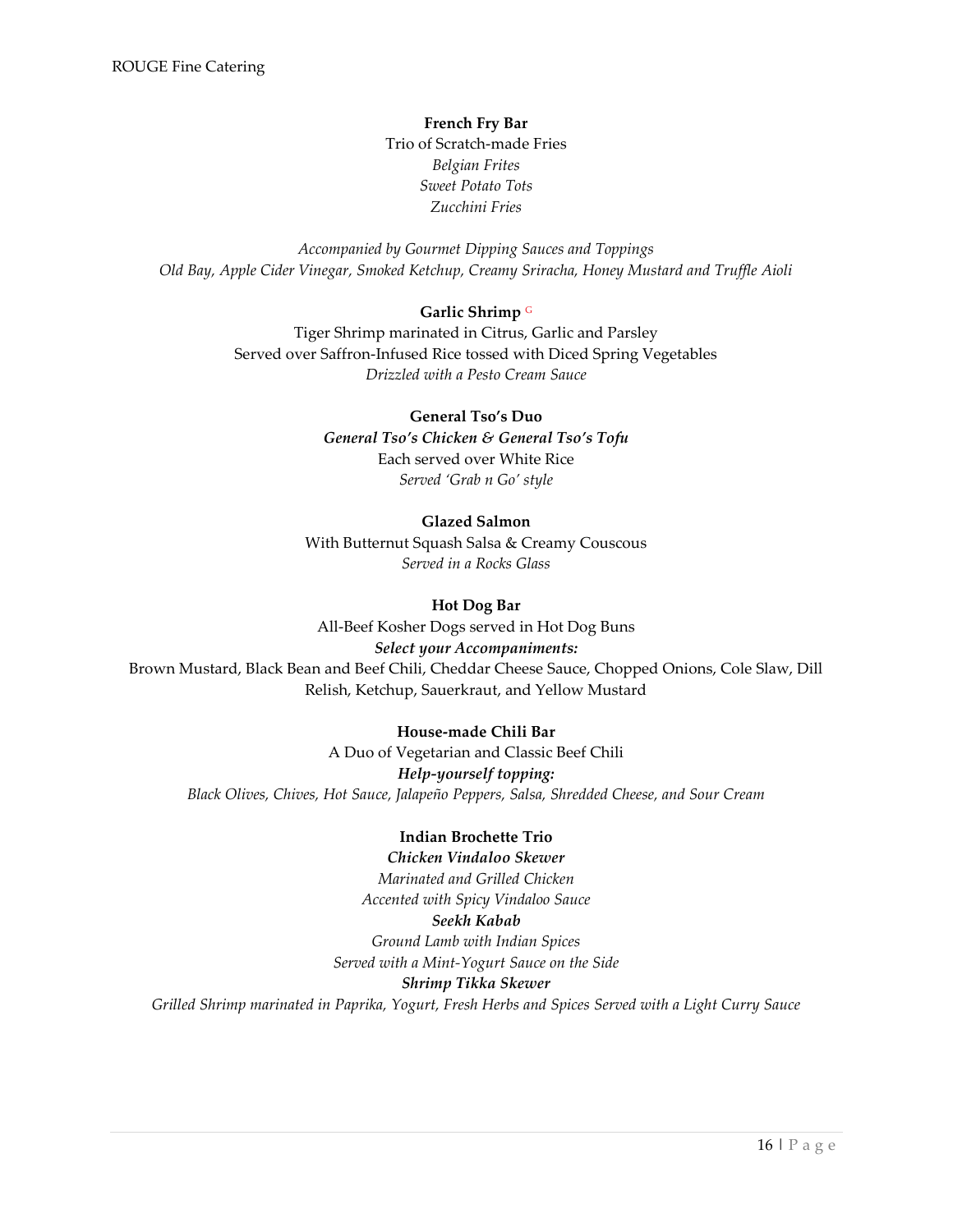**French Fry Bar**

Trio of Scratch-made Fries

*Belgian Frites*

*Sweet Potato Tots*

*Zucchini Fries*

*Accompanied by Gourmet Dipping Sauces and Toppings*

*Old Bay, Apple Cider Vinegar, Smoked Ketchup, Creamy Sriracha, Honey Mustard and Truffle Aioli*

**Garlic Shrimp** G

Tiger Shrimp marinated in Citrus, Garlic and Parsley

Served over Saffron-Infused Rice tossed with Diced Spring Vegetables

*Drizzled with a Pesto Cream Sauce*

**General Tso's Duo**

***General Tso's Chicken & General Tso's Tofu***

Each served over White Rice

*Served 'Grab n Go' style*

**Glazed Salmon**

With Butternut Squash Salsa & Creamy Couscous

*Served in a Rocks Glass*

**Hot Dog Bar**

All-Beef Kosher Dogs served in Hot Dog Buns

***Select your Accompaniments:***

Brown Mustard, Black Bean and Beef Chili, Cheddar Cheese Sauce, Chopped Onions, Cole Slaw, Dill Relish, Ketchup, Sauerkraut, and Yellow Mustard

**House-made Chili Bar**

A Duo of Vegetarian and Classic Beef Chili

***Help-yourself topping:***

*Black Olives, Chives, Hot Sauce, Jalapeño Peppers, Salsa, Shredded Cheese, and Sour Cream*

**Indian Brochette Trio**

***Chicken Vindaloo Skewer***

*Marinated and Grilled Chicken*

*Accented with Spicy Vindaloo Sauce*

***Seekh Kabab***

*Ground Lamb with Indian Spices*

*Served with a Mint-Yogurt Sauce on the Side*

***Shrimp Tikka Skewer***

*Grilled Shrimp marinated in Paprika, Yogurt, Fresh Herbs and Spices Served with a Light Curry Sauce*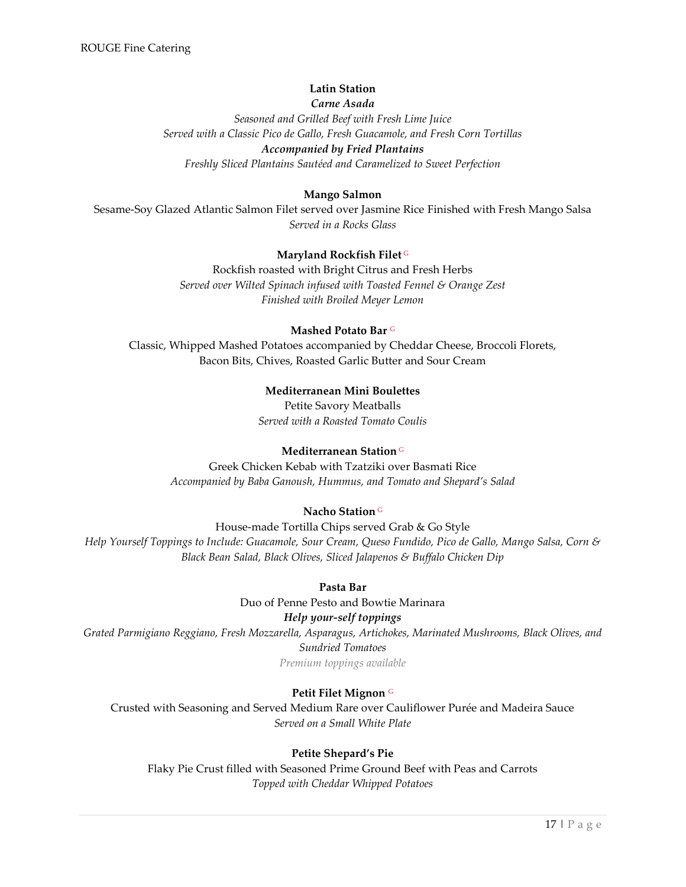**Latin Station**

***Carne Asada***

*Seasoned and Grilled Beef with Fresh Lime Juice*
*Served with a Classic Pico de Gallo, Fresh Guacamole, and Fresh Corn Tortillas*

***Accompanied by Fried Plantains***

*Freshly Sliced Plantains Sautéed and Caramelized to Sweet Perfection*

**Mango Salmon**

Sesame-Soy Glazed Atlantic Salmon Filet served over Jasmine Rice Finished with Fresh Mango Salsa
*Served in a Rocks Glass*

**Maryland Rockfish Filet** G

Rockfish roasted with Bright Citrus and Fresh Herbs
*Served over Wilted Spinach infused with Toasted Fennel & Orange Zest*
*Finished with Broiled Meyer Lemon*

**Mashed Potato Bar** G

Classic, Whipped Mashed Potatoes accompanied by Cheddar Cheese, Broccoli Florets, Bacon Bits, Chives, Roasted Garlic Butter and Sour Cream

**Mediterranean Mini Boulettes**

Petite Savory Meatballs
*Served with a Roasted Tomato Coulis*

**Mediterranean Station** G

Greek Chicken Kebab with Tzatziki over Basmati Rice
*Accompanied by Baba Ganoush, Hummus, and Tomato and Shepard's Salad*

**Nacho Station** G

House-made Tortilla Chips served Grab & Go Style
*Help Yourself Toppings to Include: Guacamole, Sour Cream, Queso Fundido, Pico de Gallo, Mango Salsa, Corn & Black Bean Salad, Black Olives, Sliced Jalapenos & Buffalo Chicken Dip*

**Pasta Bar**

Duo of Penne Pesto and Bowtie Marinara

***Help your-self toppings***

*Grated Parmigiano Reggiano, Fresh Mozzarella, Asparagus, Artichokes, Marinated Mushrooms, Black Olives, and Sundried Tomatoes*

*Premium toppings available*

**Petit Filet Mignon** G

Crusted with Seasoning and Served Medium Rare over Cauliflower Purée and Madeira Sauce
*Served on a Small White Plate*

**Petite Shepard's Pie**

Flaky Pie Crust filled with Seasoned Prime Ground Beef with Peas and Carrots
*Topped with Cheddar Whipped Potatoes*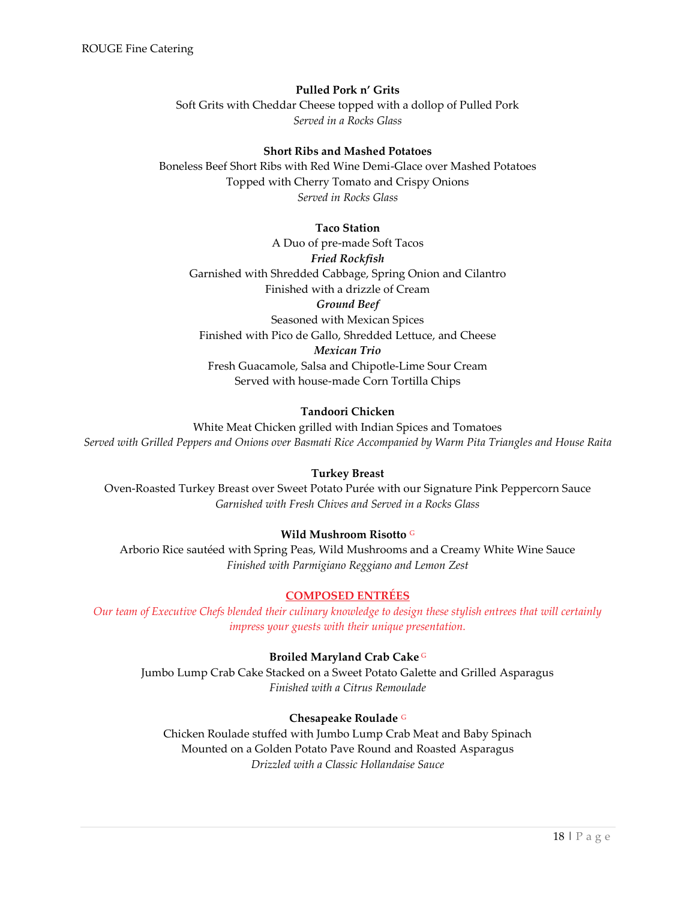**Pulled Pork n' Grits**
Soft Grits with Cheddar Cheese topped with a dollop of Pulled Pork
*Served in a Rocks Glass*

**Short Ribs and Mashed Potatoes**
Boneless Beef Short Ribs with Red Wine Demi-Glace over Mashed Potatoes
Topped with Cherry Tomato and Crispy Onions
*Served in Rocks Glass*

**Taco Station**
A Duo of pre-made Soft Tacos
***Fried Rockfish***
Garnished with Shredded Cabbage, Spring Onion and Cilantro
Finished with a drizzle of Cream
***Ground Beef***
Seasoned with Mexican Spices
Finished with Pico de Gallo, Shredded Lettuce, and Cheese
***Mexican Trio***
Fresh Guacamole, Salsa and Chipotle-Lime Sour Cream
Served with house-made Corn Tortilla Chips

**Tandoori Chicken**
White Meat Chicken grilled with Indian Spices and Tomatoes
*Served with Grilled Peppers and Onions over Basmati Rice Accompanied by Warm Pita Triangles and House Raita*

**Turkey Breast**
Oven-Roasted Turkey Breast over Sweet Potato Purée with our Signature Pink Peppercorn Sauce
*Garnished with Fresh Chives and Served in a Rocks Glass*

**Wild Mushroom Risotto** G
Arborio Rice sautéed with Spring Peas, Wild Mushrooms and a Creamy White Wine Sauce
*Finished with Parmigiano Reggiano and Lemon Zest*

## COMPOSED ENTRÉES

*Our team of Executive Chefs blended their culinary knowledge to design these stylish entrees that will certainly impress your guests with their unique presentation.*

**Broiled Maryland Crab Cake** G
Jumbo Lump Crab Cake Stacked on a Sweet Potato Galette and Grilled Asparagus
*Finished with a Citrus Remoulade*

**Chesapeake Roulade** G
Chicken Roulade stuffed with Jumbo Lump Crab Meat and Baby Spinach
Mounted on a Golden Potato Pave Round and Roasted Asparagus
*Drizzled with a Classic Hollandaise Sauce*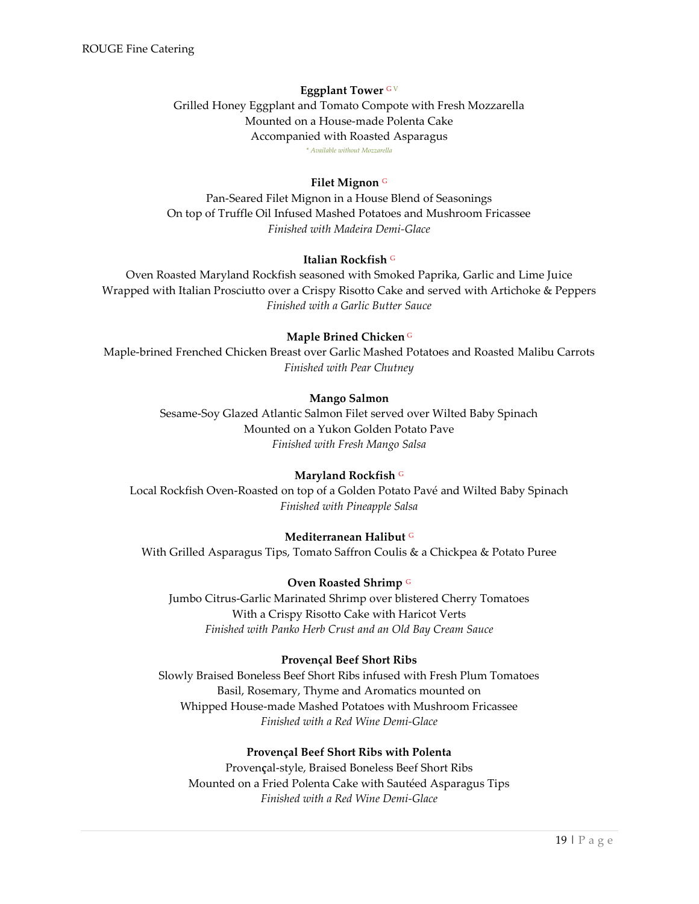**Eggplant Tower** G V

Grilled Honey Eggplant and Tomato Compote with Fresh Mozzarella
Mounted on a House-made Polenta Cake
Accompanied with Roasted Asparagus

*\* Available without Mozzarella*

**Filet Mignon** G

Pan-Seared Filet Mignon in a House Blend of Seasonings
On top of Truffle Oil Infused Mashed Potatoes and Mushroom Fricassee
*Finished with Madeira Demi-Glace*

**Italian Rockfish** G

Oven Roasted Maryland Rockfish seasoned with Smoked Paprika, Garlic and Lime Juice
Wrapped with Italian Prosciutto over a Crispy Risotto Cake and served with Artichoke & Peppers
*Finished with a Garlic Butter Sauce*

**Maple Brined Chicken** G

Maple-brined Frenched Chicken Breast over Garlic Mashed Potatoes and Roasted Malibu Carrots
*Finished with Pear Chutney*

**Mango Salmon**

Sesame-Soy Glazed Atlantic Salmon Filet served over Wilted Baby Spinach
Mounted on a Yukon Golden Potato Pave
*Finished with Fresh Mango Salsa*

**Maryland Rockfish** G

Local Rockfish Oven-Roasted on top of a Golden Potato Pavé and Wilted Baby Spinach
*Finished with Pineapple Salsa*

**Mediterranean Halibut** G

With Grilled Asparagus Tips, Tomato Saffron Coulis & a Chickpea & Potato Puree

**Oven Roasted Shrimp** G

Jumbo Citrus-Garlic Marinated Shrimp over blistered Cherry Tomatoes
With a Crispy Risotto Cake with Haricot Verts
*Finished with Panko Herb Crust and an Old Bay Cream Sauce*

**Provençal Beef Short Ribs**

Slowly Braised Boneless Beef Short Ribs infused with Fresh Plum Tomatoes
Basil, Rosemary, Thyme and Aromatics mounted on
Whipped House-made Mashed Potatoes with Mushroom Fricassee
*Finished with a Red Wine Demi-Glace*

**Provençal Beef Short Ribs with Polenta**

Provençal-style, Braised Boneless Beef Short Ribs
Mounted on a Fried Polenta Cake with Sautéed Asparagus Tips
*Finished with a Red Wine Demi-Glace*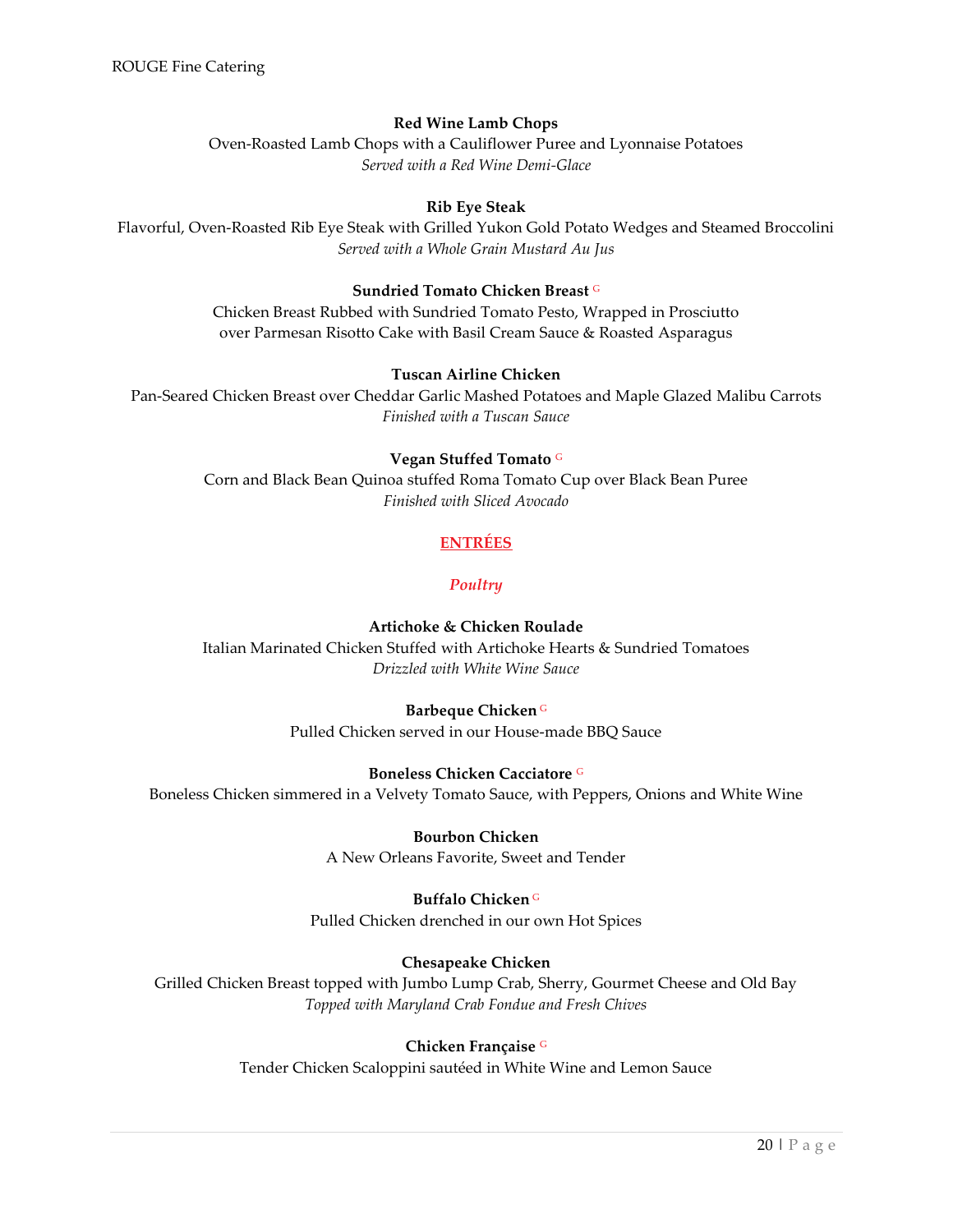**Red Wine Lamb Chops**
Oven-Roasted Lamb Chops with a Cauliflower Puree and Lyonnaise Potatoes
*Served with a Red Wine Demi-Glace*

**Rib Eye Steak**
Flavorful, Oven-Roasted Rib Eye Steak with Grilled Yukon Gold Potato Wedges and Steamed Broccolini
*Served with a Whole Grain Mustard Au Jus*

**Sundried Tomato Chicken Breast** G
Chicken Breast Rubbed with Sundried Tomato Pesto, Wrapped in Prosciutto
over Parmesan Risotto Cake with Basil Cream Sauce & Roasted Asparagus

**Tuscan Airline Chicken**
Pan-Seared Chicken Breast over Cheddar Garlic Mashed Potatoes and Maple Glazed Malibu Carrots
*Finished with a Tuscan Sauce*

**Vegan Stuffed Tomato** G
Corn and Black Bean Quinoa stuffed Roma Tomato Cup over Black Bean Puree
*Finished with Sliced Avocado*

## ENTRÉES

### *Poultry*

**Artichoke & Chicken Roulade**
Italian Marinated Chicken Stuffed with Artichoke Hearts & Sundried Tomatoes
*Drizzled with White Wine Sauce*

**Barbeque Chicken** G
Pulled Chicken served in our House-made BBQ Sauce

**Boneless Chicken Cacciatore** G
Boneless Chicken simmered in a Velvety Tomato Sauce, with Peppers, Onions and White Wine

**Bourbon Chicken**
A New Orleans Favorite, Sweet and Tender

**Buffalo Chicken** G
Pulled Chicken drenched in our own Hot Spices

**Chesapeake Chicken**
Grilled Chicken Breast topped with Jumbo Lump Crab, Sherry, Gourmet Cheese and Old Bay
*Topped with Maryland Crab Fondue and Fresh Chives*

**Chicken Française** G
Tender Chicken Scaloppini sautéed in White Wine and Lemon Sauce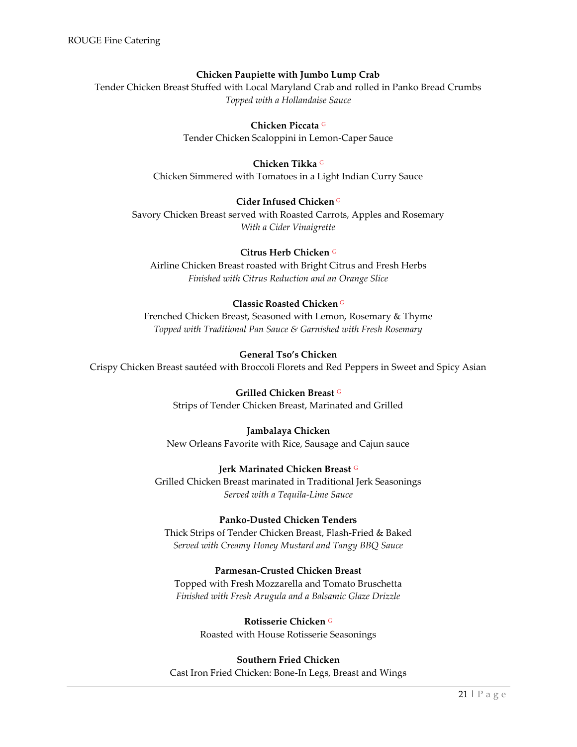**Chicken Paupiette with Jumbo Lump Crab**
Tender Chicken Breast Stuffed with Local Maryland Crab and rolled in Panko Bread Crumbs
*Topped with a Hollandaise Sauce*

**Chicken Piccata** G
Tender Chicken Scaloppini in Lemon-Caper Sauce

**Chicken Tikka** G
Chicken Simmered with Tomatoes in a Light Indian Curry Sauce

**Cider Infused Chicken** G
Savory Chicken Breast served with Roasted Carrots, Apples and Rosemary
*With a Cider Vinaigrette*

**Citrus Herb Chicken** G
Airline Chicken Breast roasted with Bright Citrus and Fresh Herbs
*Finished with Citrus Reduction and an Orange Slice*

**Classic Roasted Chicken** G
Frenched Chicken Breast, Seasoned with Lemon, Rosemary & Thyme
*Topped with Traditional Pan Sauce & Garnished with Fresh Rosemary*

**General Tso's Chicken**
Crispy Chicken Breast sautéed with Broccoli Florets and Red Peppers in Sweet and Spicy Asian

**Grilled Chicken Breast** G
Strips of Tender Chicken Breast, Marinated and Grilled

**Jambalaya Chicken**
New Orleans Favorite with Rice, Sausage and Cajun sauce

**Jerk Marinated Chicken Breast** G
Grilled Chicken Breast marinated in Traditional Jerk Seasonings
*Served with a Tequila-Lime Sauce*

**Panko-Dusted Chicken Tenders**
Thick Strips of Tender Chicken Breast, Flash-Fried & Baked
*Served with Creamy Honey Mustard and Tangy BBQ Sauce*

**Parmesan-Crusted Chicken Breast**
Topped with Fresh Mozzarella and Tomato Bruschetta
*Finished with Fresh Arugula and a Balsamic Glaze Drizzle*

**Rotisserie Chicken** G
Roasted with House Rotisserie Seasonings

**Southern Fried Chicken**
Cast Iron Fried Chicken: Bone-In Legs, Breast and Wings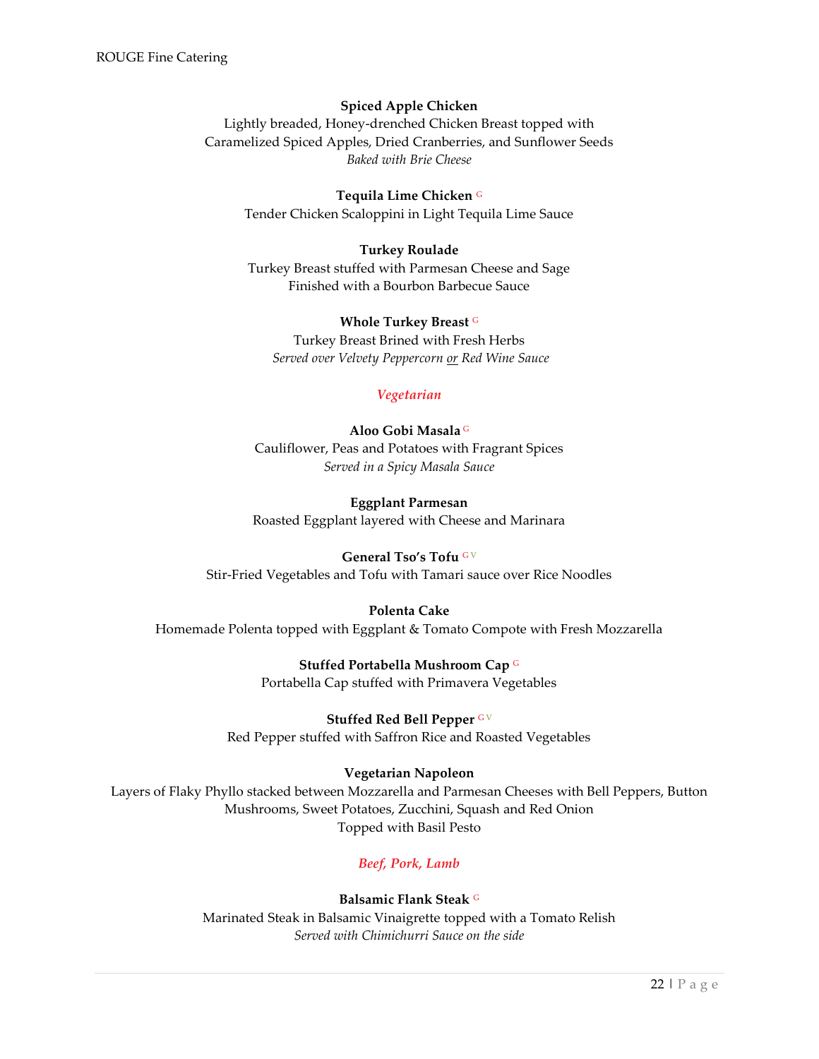**Spiced Apple Chicken**
Lightly breaded, Honey-drenched Chicken Breast topped with
Caramelized Spiced Apples, Dried Cranberries, and Sunflower Seeds
*Baked with Brie Cheese*

**Tequila Lime Chicken** G
Tender Chicken Scaloppini in Light Tequila Lime Sauce

**Turkey Roulade**
Turkey Breast stuffed with Parmesan Cheese and Sage
Finished with a Bourbon Barbecue Sauce

**Whole Turkey Breast** G
Turkey Breast Brined with Fresh Herbs
*Served over Velvety Peppercorn or Red Wine Sauce*

## *Vegetarian*

**Aloo Gobi Masala** G
Cauliflower, Peas and Potatoes with Fragrant Spices
*Served in a Spicy Masala Sauce*

**Eggplant Parmesan**
Roasted Eggplant layered with Cheese and Marinara

**General Tso's Tofu** G V
Stir-Fried Vegetables and Tofu with Tamari sauce over Rice Noodles

**Polenta Cake**
Homemade Polenta topped with Eggplant & Tomato Compote with Fresh Mozzarella

**Stuffed Portabella Mushroom Cap** G
Portabella Cap stuffed with Primavera Vegetables

**Stuffed Red Bell Pepper** G V
Red Pepper stuffed with Saffron Rice and Roasted Vegetables

**Vegetarian Napoleon**
Layers of Flaky Phyllo stacked between Mozzarella and Parmesan Cheeses with Bell Peppers, Button Mushrooms, Sweet Potatoes, Zucchini, Squash and Red Onion
Topped with Basil Pesto

## *Beef, Pork, Lamb*

**Balsamic Flank Steak** G
Marinated Steak in Balsamic Vinaigrette topped with a Tomato Relish
*Served with Chimichurri Sauce on the side*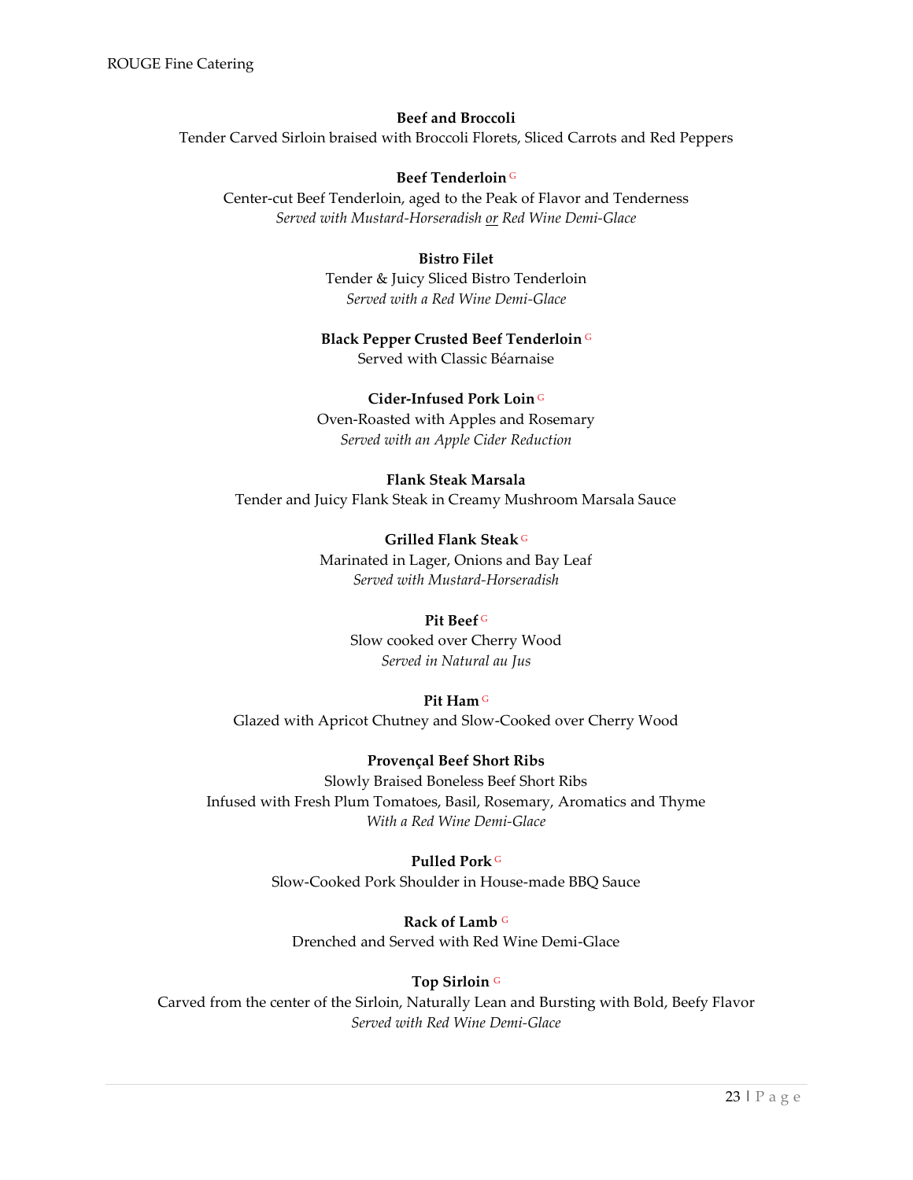**Beef and Broccoli**
Tender Carved Sirloin braised with Broccoli Florets, Sliced Carrots and Red Peppers

**Beef Tenderloin** G
Center-cut Beef Tenderloin, aged to the Peak of Flavor and Tenderness
*Served with Mustard-Horseradish or Red Wine Demi-Glace*

**Bistro Filet**
Tender & Juicy Sliced Bistro Tenderloin
*Served with a Red Wine Demi-Glace*

**Black Pepper Crusted Beef Tenderloin** G
Served with Classic Béarnaise

**Cider-Infused Pork Loin** G
Oven-Roasted with Apples and Rosemary
*Served with an Apple Cider Reduction*

**Flank Steak Marsala**
Tender and Juicy Flank Steak in Creamy Mushroom Marsala Sauce

**Grilled Flank Steak** G
Marinated in Lager, Onions and Bay Leaf
*Served with Mustard-Horseradish*

**Pit Beef** G
Slow cooked over Cherry Wood
*Served in Natural au Jus*

**Pit Ham** G
Glazed with Apricot Chutney and Slow-Cooked over Cherry Wood

**Provençal Beef Short Ribs**
Slowly Braised Boneless Beef Short Ribs
Infused with Fresh Plum Tomatoes, Basil, Rosemary, Aromatics and Thyme
*With a Red Wine Demi-Glace*

**Pulled Pork** G
Slow-Cooked Pork Shoulder in House-made BBQ Sauce

**Rack of Lamb** G
Drenched and Served with Red Wine Demi-Glace

**Top Sirloin** G
Carved from the center of the Sirloin, Naturally Lean and Bursting with Bold, Beefy Flavor
*Served with Red Wine Demi-Glace*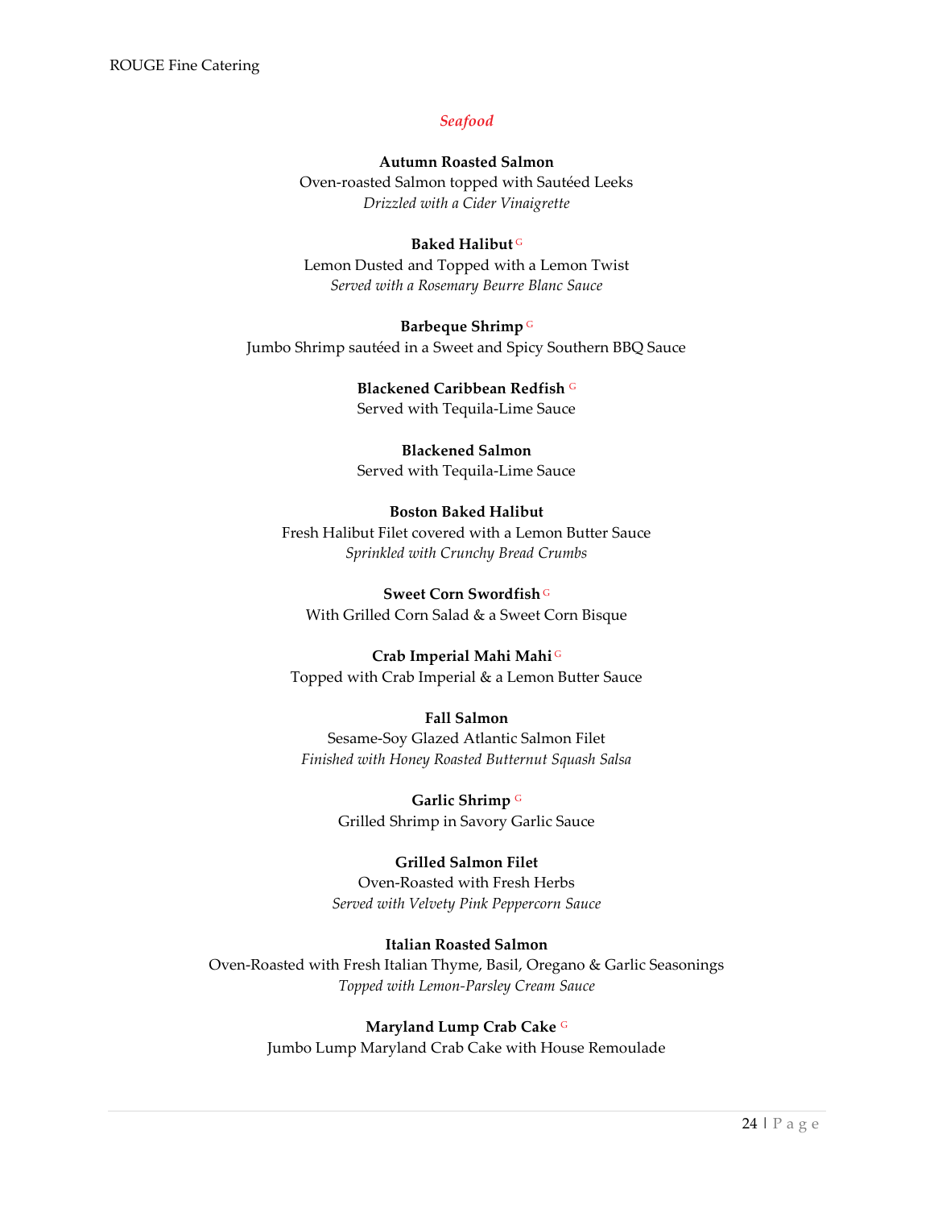## *Seafood*

**Autumn Roasted Salmon**
Oven-roasted Salmon topped with Sautéed Leeks
*Drizzled with a Cider Vinaigrette*

**Baked Halibut** G
Lemon Dusted and Topped with a Lemon Twist
*Served with a Rosemary Beurre Blanc Sauce*

**Barbeque Shrimp** G
Jumbo Shrimp sautéed in a Sweet and Spicy Southern BBQ Sauce

**Blackened Caribbean Redfish** G
Served with Tequila-Lime Sauce

**Blackened Salmon**
Served with Tequila-Lime Sauce

**Boston Baked Halibut**
Fresh Halibut Filet covered with a Lemon Butter Sauce
*Sprinkled with Crunchy Bread Crumbs*

**Sweet Corn Swordfish** G
With Grilled Corn Salad & a Sweet Corn Bisque

**Crab Imperial Mahi Mahi** G
Topped with Crab Imperial & a Lemon Butter Sauce

**Fall Salmon**
Sesame-Soy Glazed Atlantic Salmon Filet
*Finished with Honey Roasted Butternut Squash Salsa*

**Garlic Shrimp** G
Grilled Shrimp in Savory Garlic Sauce

**Grilled Salmon Filet**
Oven-Roasted with Fresh Herbs
*Served with Velvety Pink Peppercorn Sauce*

**Italian Roasted Salmon**
Oven-Roasted with Fresh Italian Thyme, Basil, Oregano & Garlic Seasonings
*Topped with Lemon-Parsley Cream Sauce*

**Maryland Lump Crab Cake** G
Jumbo Lump Maryland Crab Cake with House Remoulade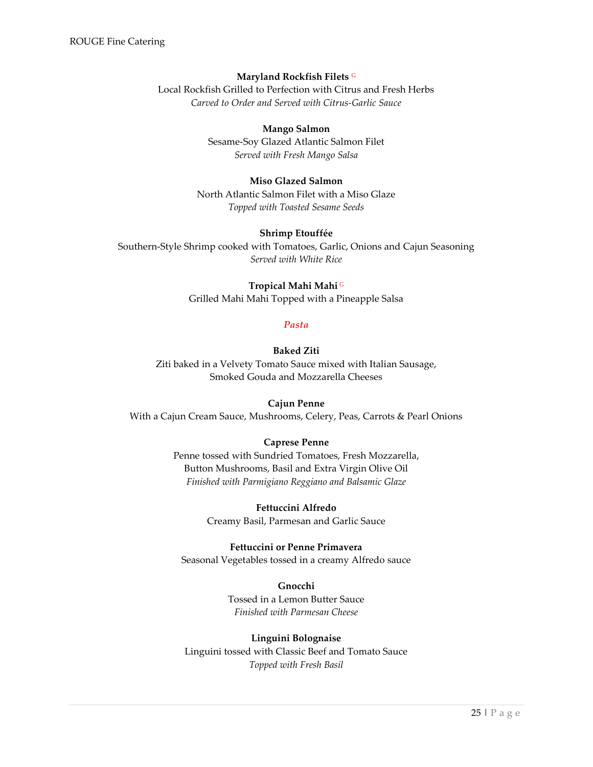**Maryland Rockfish Filets** G
Local Rockfish Grilled to Perfection with Citrus and Fresh Herbs
*Carved to Order and Served with Citrus-Garlic Sauce*

**Mango Salmon**
Sesame-Soy Glazed Atlantic Salmon Filet
*Served with Fresh Mango Salsa*

**Miso Glazed Salmon**
North Atlantic Salmon Filet with a Miso Glaze
*Topped with Toasted Sesame Seeds*

**Shrimp Etouffée**
Southern-Style Shrimp cooked with Tomatoes, Garlic, Onions and Cajun Seasoning
*Served with White Rice*

**Tropical Mahi Mahi** G
Grilled Mahi Mahi Topped with a Pineapple Salsa

## *Pasta*

**Baked Ziti**
Ziti baked in a Velvety Tomato Sauce mixed with Italian Sausage,
Smoked Gouda and Mozzarella Cheeses

**Cajun Penne**
With a Cajun Cream Sauce, Mushrooms, Celery, Peas, Carrots & Pearl Onions

**Caprese Penne**
Penne tossed with Sundried Tomatoes, Fresh Mozzarella,
Button Mushrooms, Basil and Extra Virgin Olive Oil
*Finished with Parmigiano Reggiano and Balsamic Glaze*

**Fettuccini Alfredo**
Creamy Basil, Parmesan and Garlic Sauce

**Fettuccini or Penne Primavera**
Seasonal Vegetables tossed in a creamy Alfredo sauce

**Gnocchi**
Tossed in a Lemon Butter Sauce
*Finished with Parmesan Cheese*

**Linguini Bolognaise**
Linguini tossed with Classic Beef and Tomato Sauce
*Topped with Fresh Basil*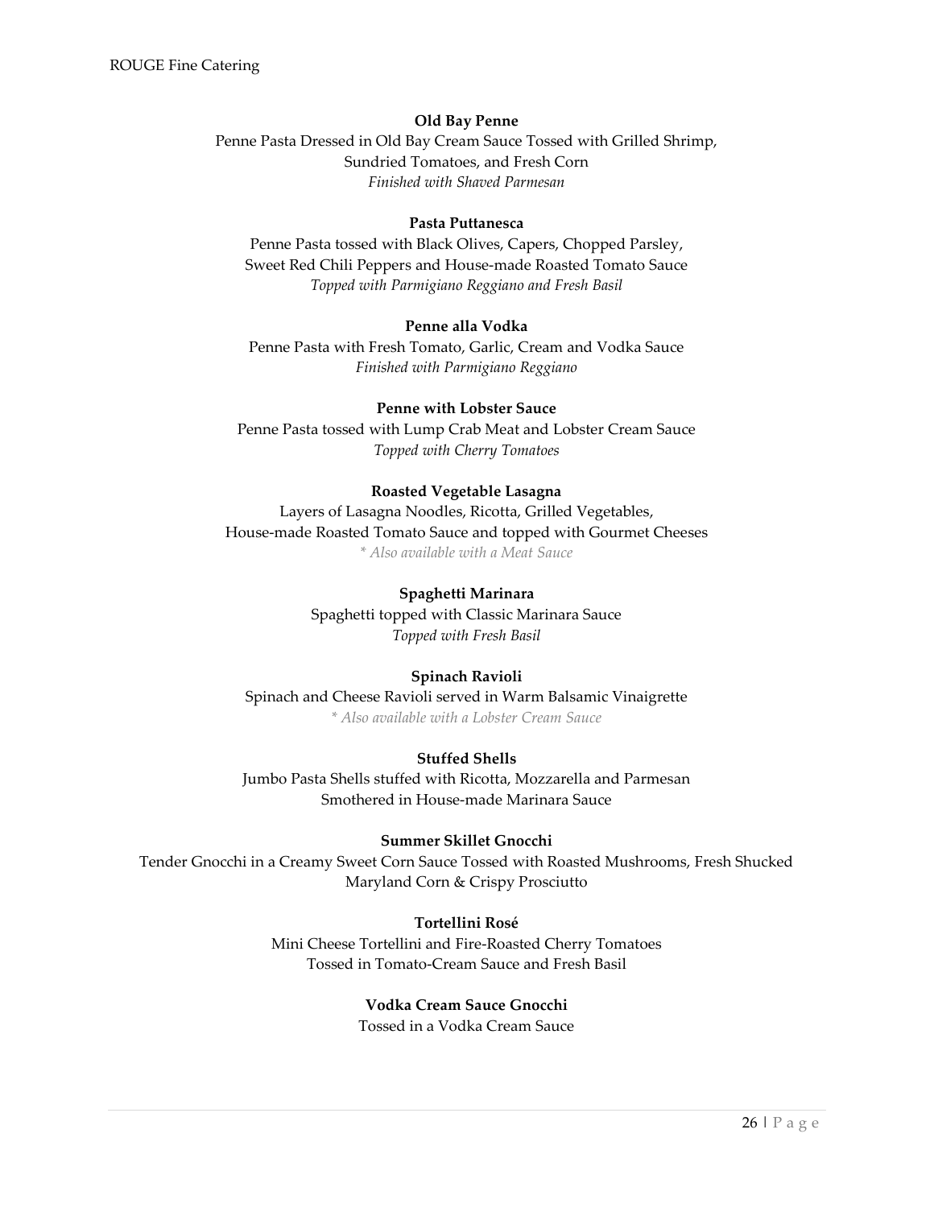**Old Bay Penne**

Penne Pasta Dressed in Old Bay Cream Sauce Tossed with Grilled Shrimp,
Sundried Tomatoes, and Fresh Corn
*Finished with Shaved Parmesan*

**Pasta Puttanesca**

Penne Pasta tossed with Black Olives, Capers, Chopped Parsley,
Sweet Red Chili Peppers and House-made Roasted Tomato Sauce
*Topped with Parmigiano Reggiano and Fresh Basil*

**Penne alla Vodka**

Penne Pasta with Fresh Tomato, Garlic, Cream and Vodka Sauce
*Finished with Parmigiano Reggiano*

**Penne with Lobster Sauce**

Penne Pasta tossed with Lump Crab Meat and Lobster Cream Sauce
*Topped with Cherry Tomatoes*

**Roasted Vegetable Lasagna**

Layers of Lasagna Noodles, Ricotta, Grilled Vegetables,
House-made Roasted Tomato Sauce and topped with Gourmet Cheeses
*\* Also available with a Meat Sauce*

**Spaghetti Marinara**

Spaghetti topped with Classic Marinara Sauce
*Topped with Fresh Basil*

**Spinach Ravioli**

Spinach and Cheese Ravioli served in Warm Balsamic Vinaigrette
*\* Also available with a Lobster Cream Sauce*

**Stuffed Shells**

Jumbo Pasta Shells stuffed with Ricotta, Mozzarella and Parmesan
Smothered in House-made Marinara Sauce

**Summer Skillet Gnocchi**

Tender Gnocchi in a Creamy Sweet Corn Sauce Tossed with Roasted Mushrooms, Fresh Shucked Maryland Corn & Crispy Prosciutto

**Tortellini Rosé**

Mini Cheese Tortellini and Fire-Roasted Cherry Tomatoes
Tossed in Tomato-Cream Sauce and Fresh Basil

**Vodka Cream Sauce Gnocchi**

Tossed in a Vodka Cream Sauce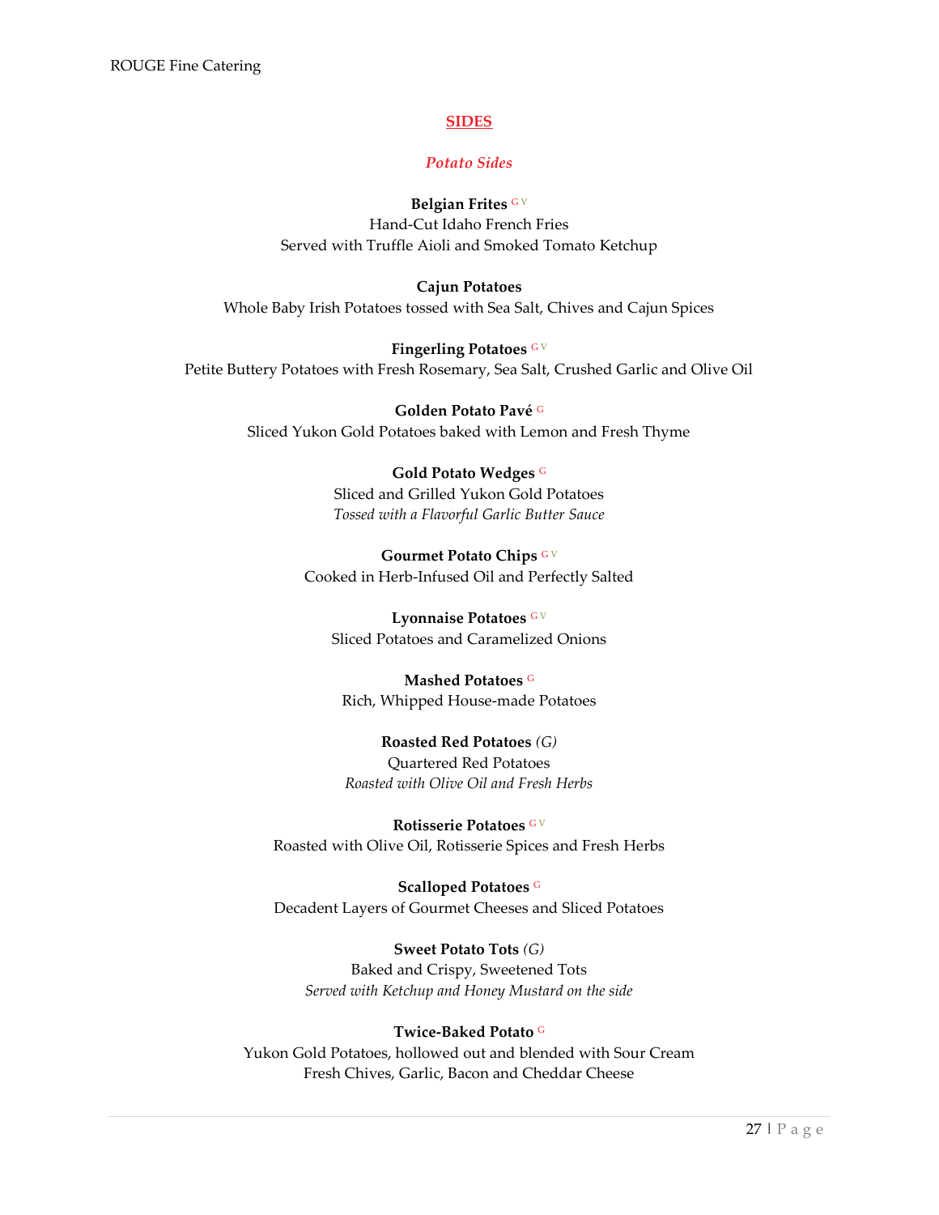## SIDES

### *Potato Sides*

**Belgian Frites** G V
Hand-Cut Idaho French Fries
Served with Truffle Aioli and Smoked Tomato Ketchup

**Cajun Potatoes**
Whole Baby Irish Potatoes tossed with Sea Salt, Chives and Cajun Spices

**Fingerling Potatoes** G V
Petite Buttery Potatoes with Fresh Rosemary, Sea Salt, Crushed Garlic and Olive Oil

**Golden Potato Pavé** G
Sliced Yukon Gold Potatoes baked with Lemon and Fresh Thyme

**Gold Potato Wedges** G
Sliced and Grilled Yukon Gold Potatoes
*Tossed with a Flavorful Garlic Butter Sauce*

**Gourmet Potato Chips** G V
Cooked in Herb-Infused Oil and Perfectly Salted

**Lyonnaise Potatoes** G V
Sliced Potatoes and Caramelized Onions

**Mashed Potatoes** G
Rich, Whipped House-made Potatoes

**Roasted Red Potatoes** *(G)*
Quartered Red Potatoes
*Roasted with Olive Oil and Fresh Herbs*

**Rotisserie Potatoes** G V
Roasted with Olive Oil, Rotisserie Spices and Fresh Herbs

**Scalloped Potatoes** G
Decadent Layers of Gourmet Cheeses and Sliced Potatoes

**Sweet Potato Tots** *(G)*
Baked and Crispy, Sweetened Tots
*Served with Ketchup and Honey Mustard on the side*

**Twice-Baked Potato** G
Yukon Gold Potatoes, hollowed out and blended with Sour Cream
Fresh Chives, Garlic, Bacon and Cheddar Cheese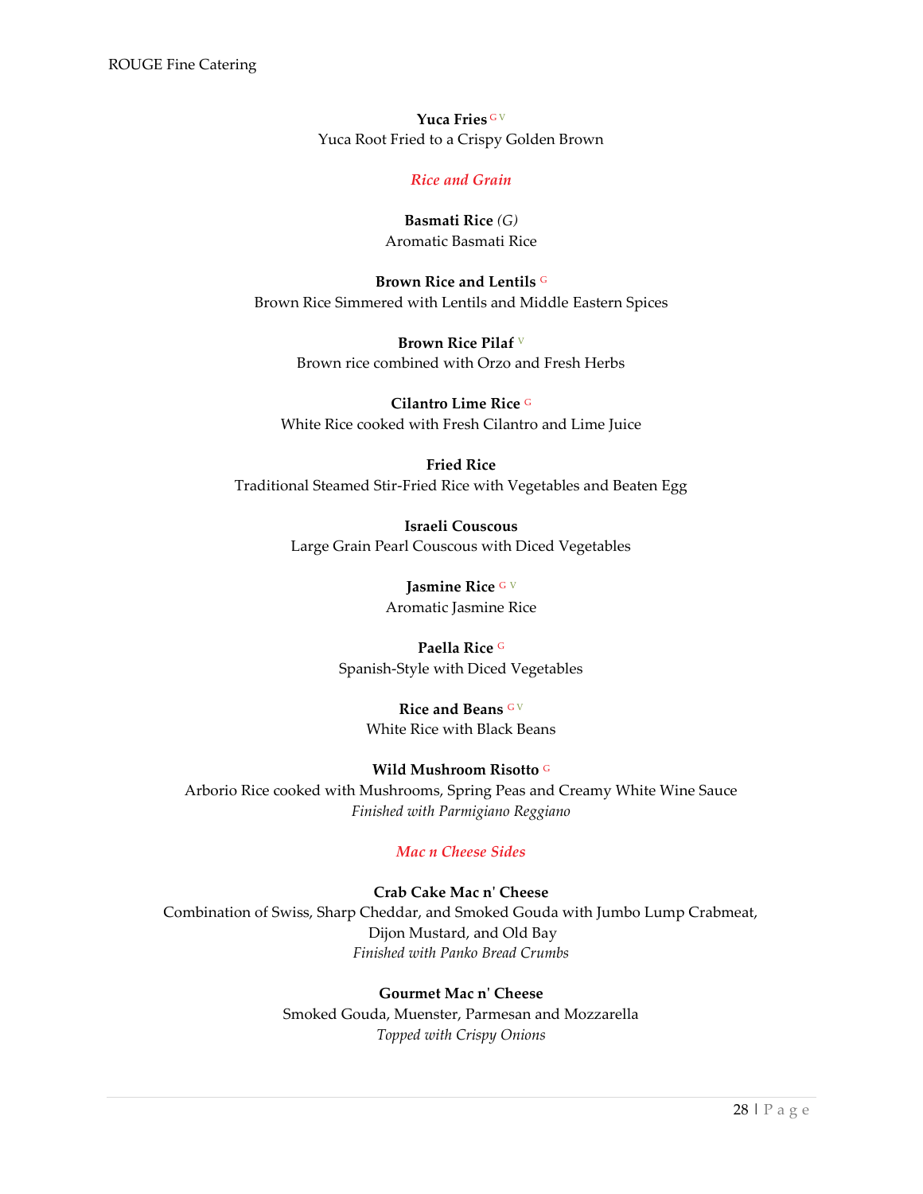**Yuca Fries** G V
Yuca Root Fried to a Crispy Golden Brown

## *Rice and Grain*

**Basmati Rice** *(G)*
Aromatic Basmati Rice

**Brown Rice and Lentils** G
Brown Rice Simmered with Lentils and Middle Eastern Spices

**Brown Rice Pilaf** V
Brown rice combined with Orzo and Fresh Herbs

**Cilantro Lime Rice** G
White Rice cooked with Fresh Cilantro and Lime Juice

**Fried Rice**
Traditional Steamed Stir-Fried Rice with Vegetables and Beaten Egg

**Israeli Couscous**
Large Grain Pearl Couscous with Diced Vegetables

**Jasmine Rice** G V
Aromatic Jasmine Rice

**Paella Rice** G
Spanish-Style with Diced Vegetables

**Rice and Beans** G V
White Rice with Black Beans

**Wild Mushroom Risotto** G
Arborio Rice cooked with Mushrooms, Spring Peas and Creamy White Wine Sauce
*Finished with Parmigiano Reggiano*

## *Mac n Cheese Sides*

**Crab Cake Mac n' Cheese**
Combination of Swiss, Sharp Cheddar, and Smoked Gouda with Jumbo Lump Crabmeat, Dijon Mustard, and Old Bay
*Finished with Panko Bread Crumbs*

**Gourmet Mac n' Cheese**
Smoked Gouda, Muenster, Parmesan and Mozzarella
*Topped with Crispy Onions*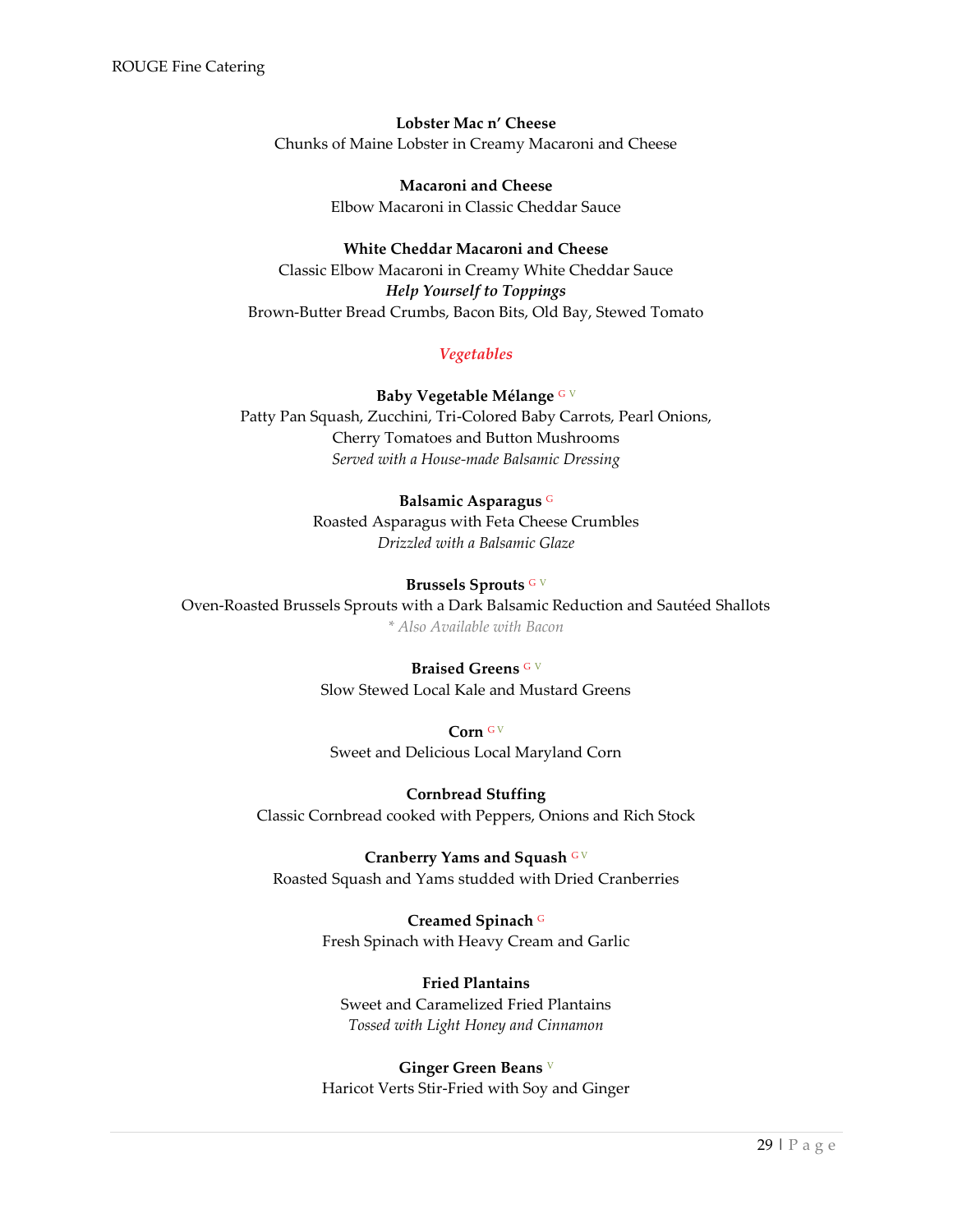**Lobster Mac n' Cheese**
Chunks of Maine Lobster in Creamy Macaroni and Cheese

**Macaroni and Cheese**
Elbow Macaroni in Classic Cheddar Sauce

**White Cheddar Macaroni and Cheese**
Classic Elbow Macaroni in Creamy White Cheddar Sauce
***Help Yourself to Toppings***
Brown-Butter Bread Crumbs, Bacon Bits, Old Bay, Stewed Tomato

## *Vegetables*

**Baby Vegetable Mélange** G V
Patty Pan Squash, Zucchini, Tri-Colored Baby Carrots, Pearl Onions,
Cherry Tomatoes and Button Mushrooms
*Served with a House-made Balsamic Dressing*

**Balsamic Asparagus** G
Roasted Asparagus with Feta Cheese Crumbles
*Drizzled with a Balsamic Glaze*

**Brussels Sprouts** G V
Oven-Roasted Brussels Sprouts with a Dark Balsamic Reduction and Sautéed Shallots
*\* Also Available with Bacon*

**Braised Greens** G V
Slow Stewed Local Kale and Mustard Greens

**Corn** G V
Sweet and Delicious Local Maryland Corn

**Cornbread Stuffing**
Classic Cornbread cooked with Peppers, Onions and Rich Stock

**Cranberry Yams and Squash** G V
Roasted Squash and Yams studded with Dried Cranberries

**Creamed Spinach** G
Fresh Spinach with Heavy Cream and Garlic

**Fried Plantains**
Sweet and Caramelized Fried Plantains
*Tossed with Light Honey and Cinnamon*

**Ginger Green Beans** V
Haricot Verts Stir-Fried with Soy and Ginger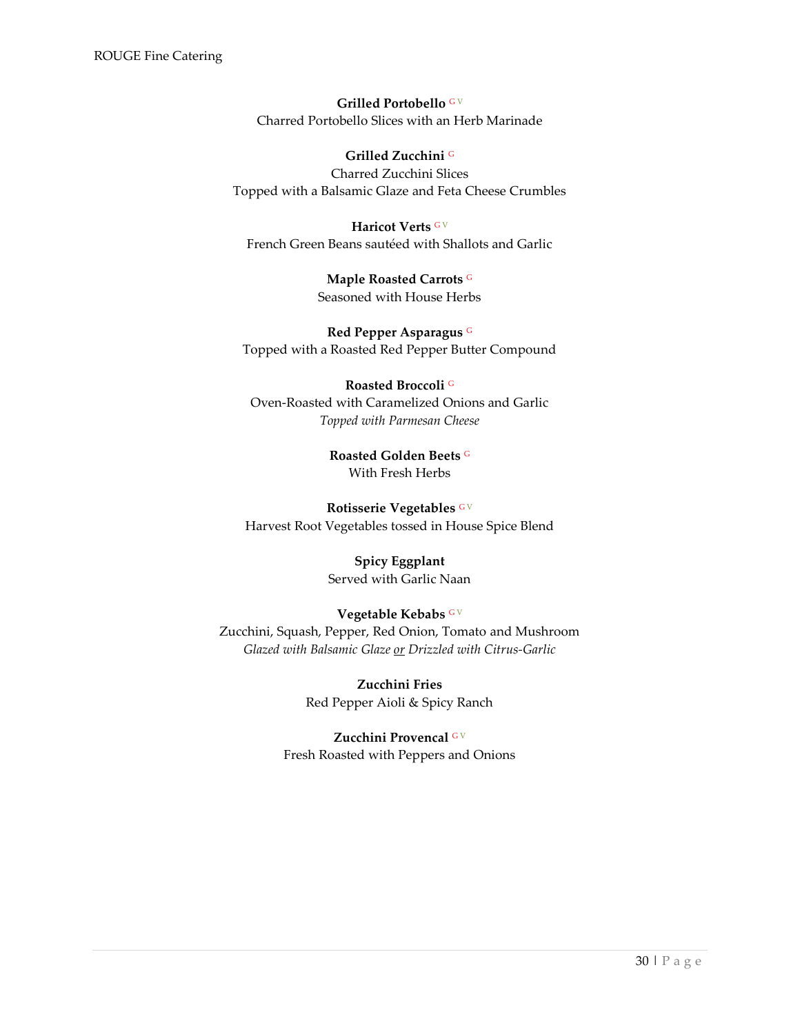**Grilled Portobello** G V
Charred Portobello Slices with an Herb Marinade

**Grilled Zucchini** G
Charred Zucchini Slices
Topped with a Balsamic Glaze and Feta Cheese Crumbles

**Haricot Verts** G V
French Green Beans sautéed with Shallots and Garlic

**Maple Roasted Carrots** G
Seasoned with House Herbs

**Red Pepper Asparagus** G
Topped with a Roasted Red Pepper Butter Compound

**Roasted Broccoli** G
Oven-Roasted with Caramelized Onions and Garlic
*Topped with Parmesan Cheese*

**Roasted Golden Beets** G
With Fresh Herbs

**Rotisserie Vegetables** G V
Harvest Root Vegetables tossed in House Spice Blend

**Spicy Eggplant**
Served with Garlic Naan

**Vegetable Kebabs** G V
Zucchini, Squash, Pepper, Red Onion, Tomato and Mushroom
*Glazed with Balsamic Glaze <u>or</u> Drizzled with Citrus-Garlic*

**Zucchini Fries**
Red Pepper Aioli & Spicy Ranch

**Zucchini Provencal** G V
Fresh Roasted with Peppers and Onions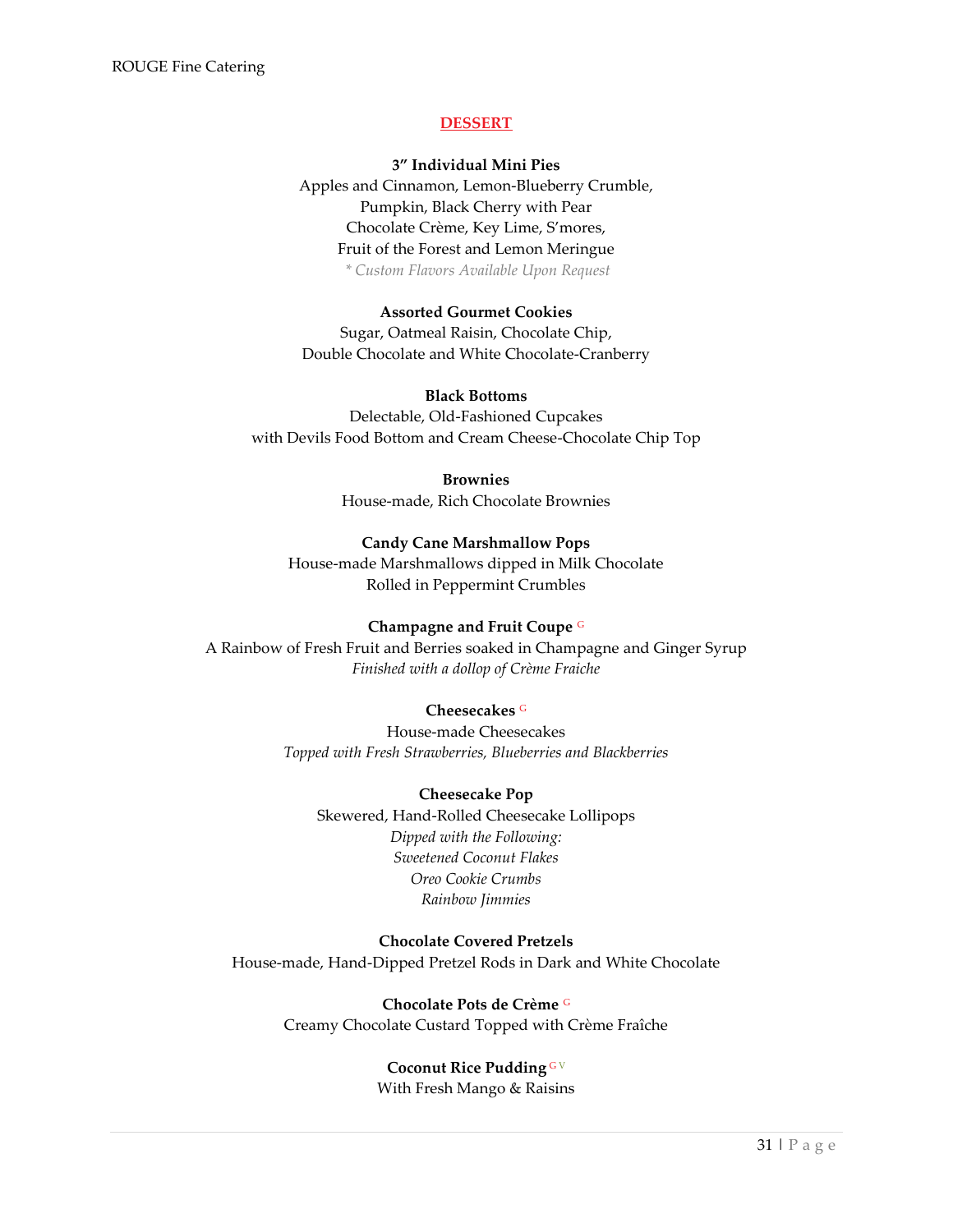## DESSERT

**3" Individual Mini Pies**
Apples and Cinnamon, Lemon-Blueberry Crumble,
Pumpkin, Black Cherry with Pear
Chocolate Crème, Key Lime, S'mores,
Fruit of the Forest and Lemon Meringue
*\* Custom Flavors Available Upon Request*

**Assorted Gourmet Cookies**
Sugar, Oatmeal Raisin, Chocolate Chip,
Double Chocolate and White Chocolate-Cranberry

**Black Bottoms**
Delectable, Old-Fashioned Cupcakes
with Devils Food Bottom and Cream Cheese-Chocolate Chip Top

**Brownies**
House-made, Rich Chocolate Brownies

**Candy Cane Marshmallow Pops**
House-made Marshmallows dipped in Milk Chocolate
Rolled in Peppermint Crumbles

**Champagne and Fruit Coupe** G
A Rainbow of Fresh Fruit and Berries soaked in Champagne and Ginger Syrup
*Finished with a dollop of Crème Fraiche*

**Cheesecakes** G
House-made Cheesecakes
*Topped with Fresh Strawberries, Blueberries and Blackberries*

**Cheesecake Pop**
Skewered, Hand-Rolled Cheesecake Lollipops
*Dipped with the Following:*
*Sweetened Coconut Flakes*
*Oreo Cookie Crumbs*
*Rainbow Jimmies*

**Chocolate Covered Pretzels**
House-made, Hand-Dipped Pretzel Rods in Dark and White Chocolate

**Chocolate Pots de Crème** G
Creamy Chocolate Custard Topped with Crème Fraîche

**Coconut Rice Pudding** G V
With Fresh Mango & Raisins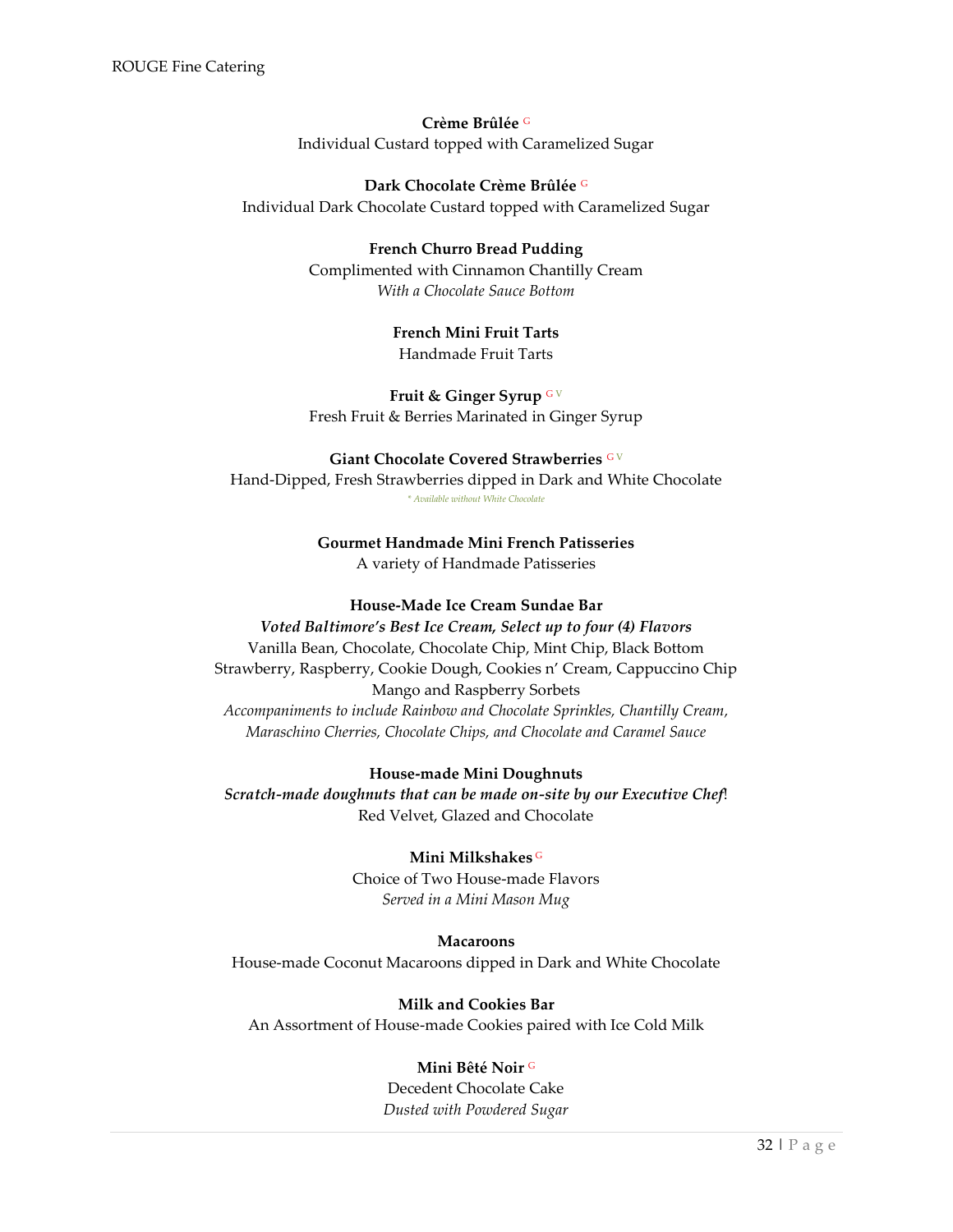**Crème Brûlée** G
Individual Custard topped with Caramelized Sugar

**Dark Chocolate Crème Brûlée** G
Individual Dark Chocolate Custard topped with Caramelized Sugar

**French Churro Bread Pudding**
Complimented with Cinnamon Chantilly Cream
*With a Chocolate Sauce Bottom*

**French Mini Fruit Tarts**
Handmade Fruit Tarts

**Fruit & Ginger Syrup** G V
Fresh Fruit & Berries Marinated in Ginger Syrup

**Giant Chocolate Covered Strawberries** G V
Hand-Dipped, Fresh Strawberries dipped in Dark and White Chocolate
*\* Available without White Chocolate*

**Gourmet Handmade Mini French Patisseries**
A variety of Handmade Patisseries

**House-Made Ice Cream Sundae Bar**
***Voted Baltimore's Best Ice Cream, Select up to four (4) Flavors***
Vanilla Bean, Chocolate, Chocolate Chip, Mint Chip, Black Bottom
Strawberry, Raspberry, Cookie Dough, Cookies n' Cream, Cappuccino Chip
Mango and Raspberry Sorbets
*Accompaniments to include Rainbow and Chocolate Sprinkles, Chantilly Cream, Maraschino Cherries, Chocolate Chips, and Chocolate and Caramel Sauce*

**House-made Mini Doughnuts**
***Scratch-made doughnuts that can be made on-site by our Executive Chef*!**
Red Velvet, Glazed and Chocolate

**Mini Milkshakes** G
Choice of Two House-made Flavors
*Served in a Mini Mason Mug*

**Macaroons**
House-made Coconut Macaroons dipped in Dark and White Chocolate

**Milk and Cookies Bar**
An Assortment of House-made Cookies paired with Ice Cold Milk

**Mini Bêté Noir** G
Decedent Chocolate Cake
*Dusted with Powdered Sugar*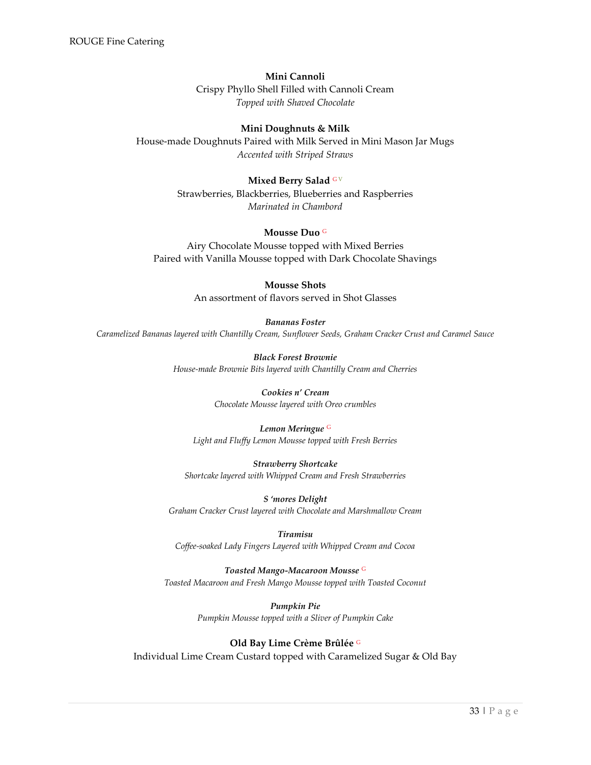**Mini Cannoli**
Crispy Phyllo Shell Filled with Cannoli Cream
*Topped with Shaved Chocolate*

**Mini Doughnuts & Milk**
House-made Doughnuts Paired with Milk Served in Mini Mason Jar Mugs
*Accented with Striped Straws*

**Mixed Berry Salad** G V
Strawberries, Blackberries, Blueberries and Raspberries
*Marinated in Chambord*

**Mousse Duo** G
Airy Chocolate Mousse topped with Mixed Berries
Paired with Vanilla Mousse topped with Dark Chocolate Shavings

**Mousse Shots**
An assortment of flavors served in Shot Glasses

***Bananas Foster***
*Caramelized Bananas layered with Chantilly Cream, Sunflower Seeds, Graham Cracker Crust and Caramel Sauce*

***Black Forest Brownie***
*House-made Brownie Bits layered with Chantilly Cream and Cherries*

***Cookies n' Cream***
*Chocolate Mousse layered with Oreo crumbles*

***Lemon Meringue*** G
*Light and Fluffy Lemon Mousse topped with Fresh Berries*

***Strawberry Shortcake***
*Shortcake layered with Whipped Cream and Fresh Strawberries*

***S 'mores Delight***
*Graham Cracker Crust layered with Chocolate and Marshmallow Cream*

***Tiramisu***
*Coffee-soaked Lady Fingers Layered with Whipped Cream and Cocoa*

***Toasted Mango-Macaroon Mousse*** G
*Toasted Macaroon and Fresh Mango Mousse topped with Toasted Coconut*

***Pumpkin Pie***
*Pumpkin Mousse topped with a Sliver of Pumpkin Cake*

**Old Bay Lime Crème Brûlée** G
Individual Lime Cream Custard topped with Caramelized Sugar & Old Bay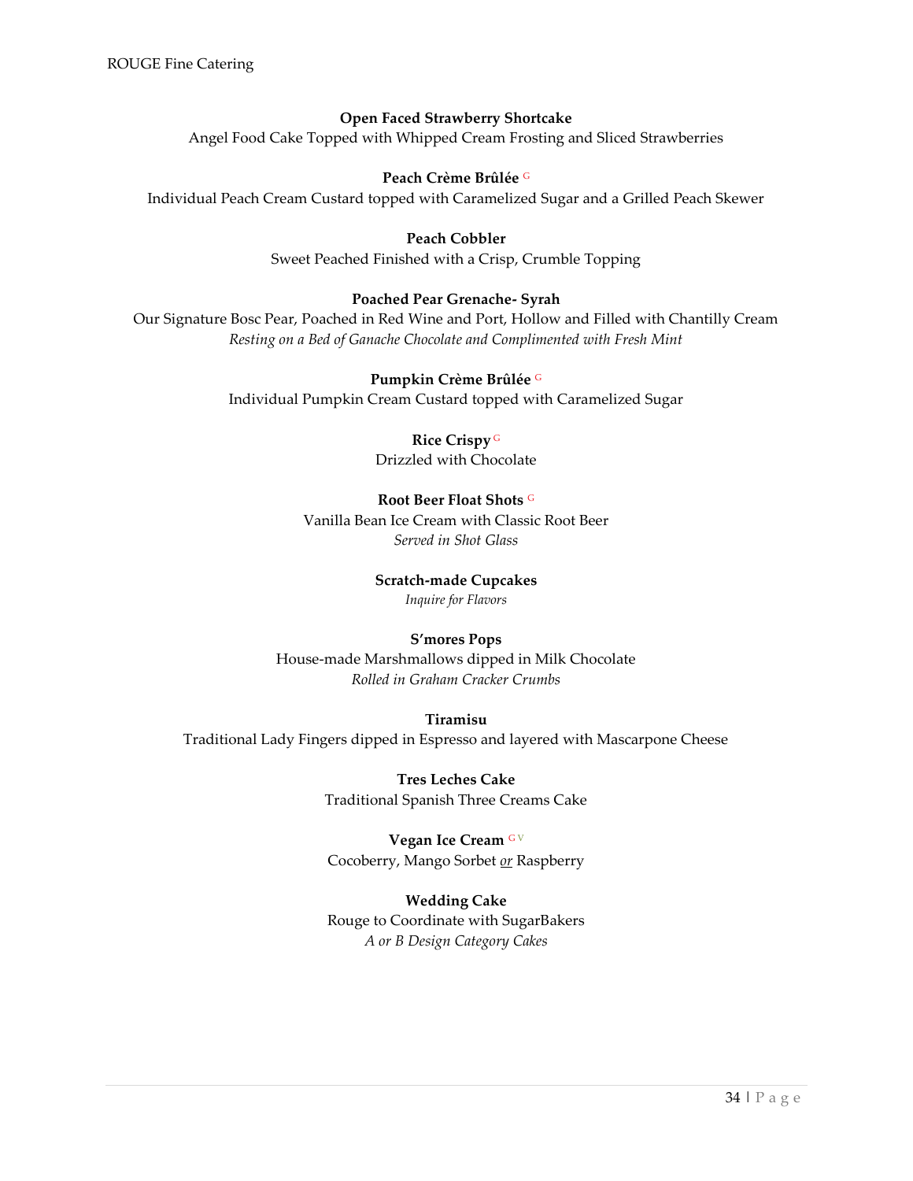**Open Faced Strawberry Shortcake**
Angel Food Cake Topped with Whipped Cream Frosting and Sliced Strawberries

**Peach Crème Brûlée** G
Individual Peach Cream Custard topped with Caramelized Sugar and a Grilled Peach Skewer

**Peach Cobbler**
Sweet Peached Finished with a Crisp, Crumble Topping

**Poached Pear Grenache- Syrah**
Our Signature Bosc Pear, Poached in Red Wine and Port, Hollow and Filled with Chantilly Cream
*Resting on a Bed of Ganache Chocolate and Complimented with Fresh Mint*

**Pumpkin Crème Brûlée** G
Individual Pumpkin Cream Custard topped with Caramelized Sugar

**Rice Crispy** G
Drizzled with Chocolate

**Root Beer Float Shots** G
Vanilla Bean Ice Cream with Classic Root Beer
*Served in Shot Glass*

**Scratch-made Cupcakes**
*Inquire for Flavors*

**S'mores Pops**
House-made Marshmallows dipped in Milk Chocolate
*Rolled in Graham Cracker Crumbs*

**Tiramisu**
Traditional Lady Fingers dipped in Espresso and layered with Mascarpone Cheese

**Tres Leches Cake**
Traditional Spanish Three Creams Cake

**Vegan Ice Cream** G V
Cocoberry, Mango Sorbet <u>or</u> Raspberry

**Wedding Cake**
Rouge to Coordinate with SugarBakers
*A or B Design Category Cakes*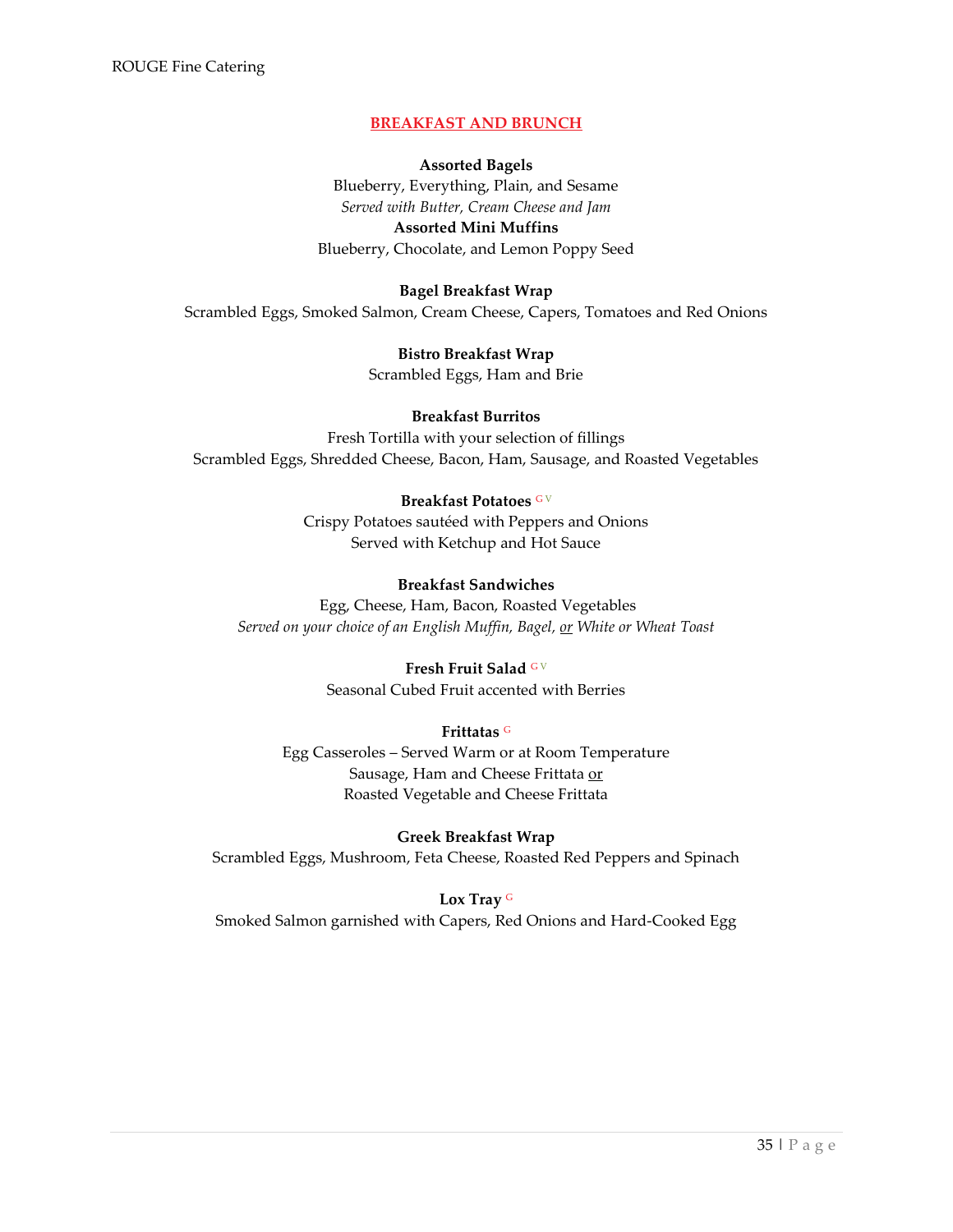## BREAKFAST AND BRUNCH

**Assorted Bagels**
Blueberry, Everything, Plain, and Sesame
*Served with Butter, Cream Cheese and Jam*

**Assorted Mini Muffins**
Blueberry, Chocolate, and Lemon Poppy Seed

**Bagel Breakfast Wrap**
Scrambled Eggs, Smoked Salmon, Cream Cheese, Capers, Tomatoes and Red Onions

**Bistro Breakfast Wrap**
Scrambled Eggs, Ham and Brie

**Breakfast Burritos**
Fresh Tortilla with your selection of fillings
Scrambled Eggs, Shredded Cheese, Bacon, Ham, Sausage, and Roasted Vegetables

**Breakfast Potatoes** G V
Crispy Potatoes sautéed with Peppers and Onions
Served with Ketchup and Hot Sauce

**Breakfast Sandwiches**
Egg, Cheese, Ham, Bacon, Roasted Vegetables
*Served on your choice of an English Muffin, Bagel, or White or Wheat Toast*

**Fresh Fruit Salad** G V
Seasonal Cubed Fruit accented with Berries

**Frittatas** G
Egg Casseroles – Served Warm or at Room Temperature
Sausage, Ham and Cheese Frittata or
Roasted Vegetable and Cheese Frittata

**Greek Breakfast Wrap**
Scrambled Eggs, Mushroom, Feta Cheese, Roasted Red Peppers and Spinach

**Lox Tray** G
Smoked Salmon garnished with Capers, Red Onions and Hard-Cooked Egg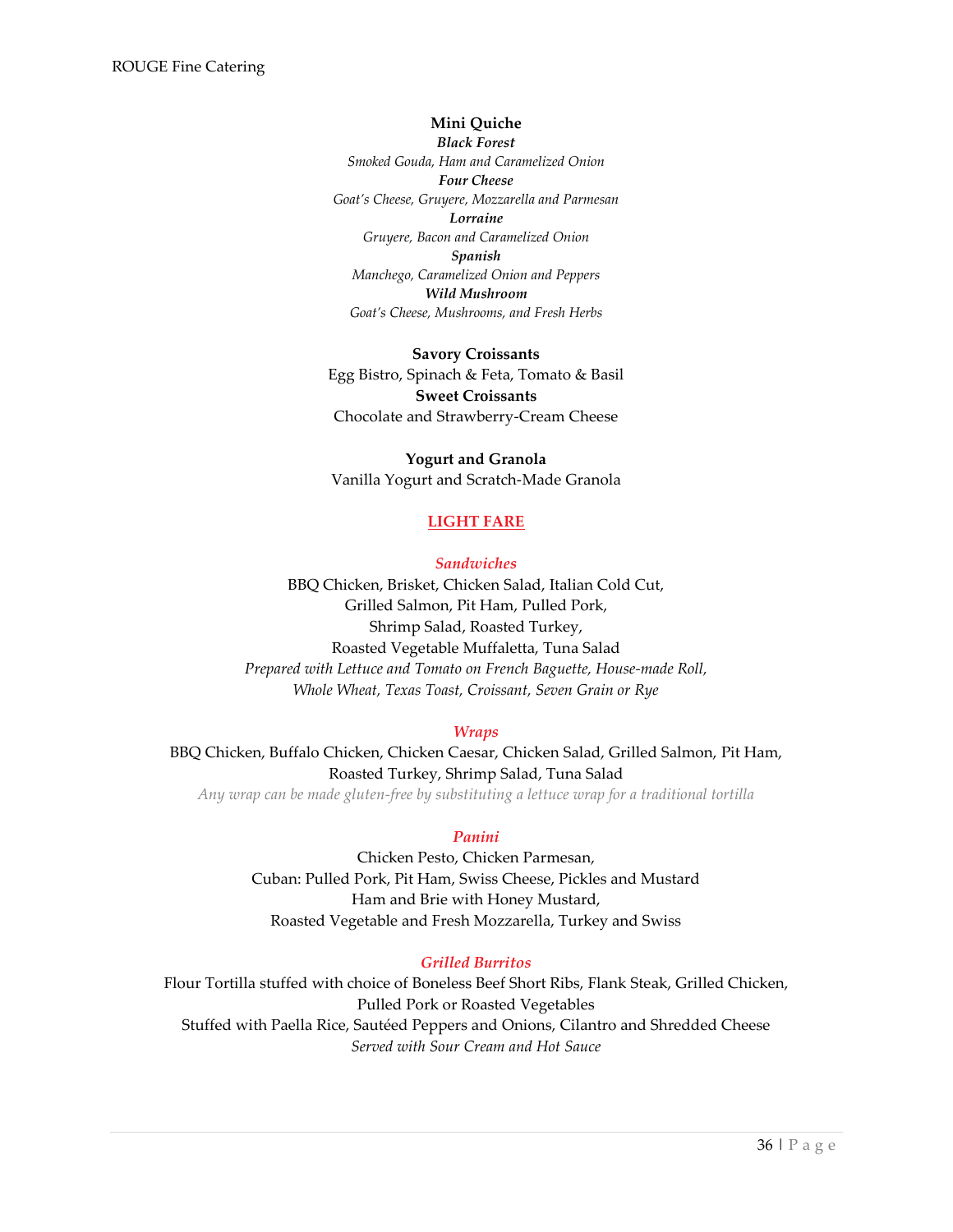**Mini Quiche**

***Black Forest***
*Smoked Gouda, Ham and Caramelized Onion*
***Four Cheese***
*Goat's Cheese, Gruyere, Mozzarella and Parmesan*
***Lorraine***
*Gruyere, Bacon and Caramelized Onion*
***Spanish***
*Manchego, Caramelized Onion and Peppers*
***Wild Mushroom***
*Goat's Cheese, Mushrooms, and Fresh Herbs*

**Savory Croissants**
Egg Bistro, Spinach & Feta, Tomato & Basil
**Sweet Croissants**
Chocolate and Strawberry-Cream Cheese

**Yogurt and Granola**
Vanilla Yogurt and Scratch-Made Granola

## LIGHT FARE

### *Sandwiches*

BBQ Chicken, Brisket, Chicken Salad, Italian Cold Cut,
Grilled Salmon, Pit Ham, Pulled Pork,
Shrimp Salad, Roasted Turkey,
Roasted Vegetable Muffaletta, Tuna Salad
*Prepared with Lettuce and Tomato on French Baguette, House-made Roll,*
*Whole Wheat, Texas Toast, Croissant, Seven Grain or Rye*

### *Wraps*

BBQ Chicken, Buffalo Chicken, Chicken Caesar, Chicken Salad, Grilled Salmon, Pit Ham,
Roasted Turkey, Shrimp Salad, Tuna Salad
*Any wrap can be made gluten-free by substituting a lettuce wrap for a traditional tortilla*

### *Panini*

Chicken Pesto, Chicken Parmesan,
Cuban: Pulled Pork, Pit Ham, Swiss Cheese, Pickles and Mustard
Ham and Brie with Honey Mustard,
Roasted Vegetable and Fresh Mozzarella, Turkey and Swiss

### *Grilled Burritos*

Flour Tortilla stuffed with choice of Boneless Beef Short Ribs, Flank Steak, Grilled Chicken,
Pulled Pork or Roasted Vegetables
Stuffed with Paella Rice, Sautéed Peppers and Onions, Cilantro and Shredded Cheese
*Served with Sour Cream and Hot Sauce*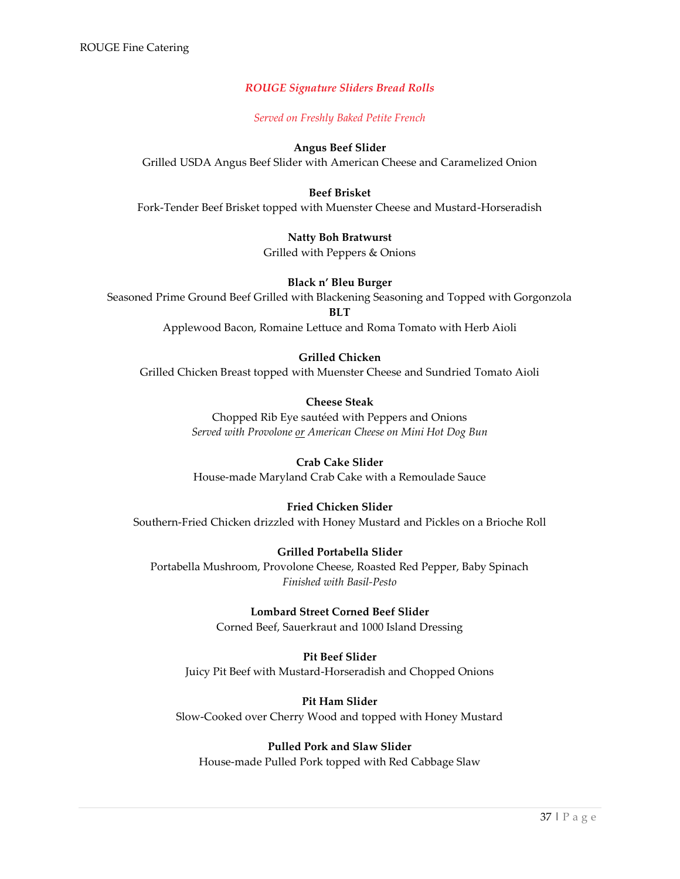## *ROUGE Signature Sliders Bread Rolls*

*Served on Freshly Baked Petite French*

**Angus Beef Slider**
Grilled USDA Angus Beef Slider with American Cheese and Caramelized Onion

**Beef Brisket**
Fork-Tender Beef Brisket topped with Muenster Cheese and Mustard-Horseradish

**Natty Boh Bratwurst**
Grilled with Peppers & Onions

**Black n' Bleu Burger**
Seasoned Prime Ground Beef Grilled with Blackening Seasoning and Topped with Gorgonzola

**BLT**
Applewood Bacon, Romaine Lettuce and Roma Tomato with Herb Aioli

**Grilled Chicken**
Grilled Chicken Breast topped with Muenster Cheese and Sundried Tomato Aioli

**Cheese Steak**
Chopped Rib Eye sautéed with Peppers and Onions
*Served with Provolone or American Cheese on Mini Hot Dog Bun*

**Crab Cake Slider**
House-made Maryland Crab Cake with a Remoulade Sauce

**Fried Chicken Slider**
Southern-Fried Chicken drizzled with Honey Mustard and Pickles on a Brioche Roll

**Grilled Portabella Slider**
Portabella Mushroom, Provolone Cheese, Roasted Red Pepper, Baby Spinach
*Finished with Basil-Pesto*

**Lombard Street Corned Beef Slider**
Corned Beef, Sauerkraut and 1000 Island Dressing

**Pit Beef Slider**
Juicy Pit Beef with Mustard-Horseradish and Chopped Onions

**Pit Ham Slider**
Slow-Cooked over Cherry Wood and topped with Honey Mustard

**Pulled Pork and Slaw Slider**
House-made Pulled Pork topped with Red Cabbage Slaw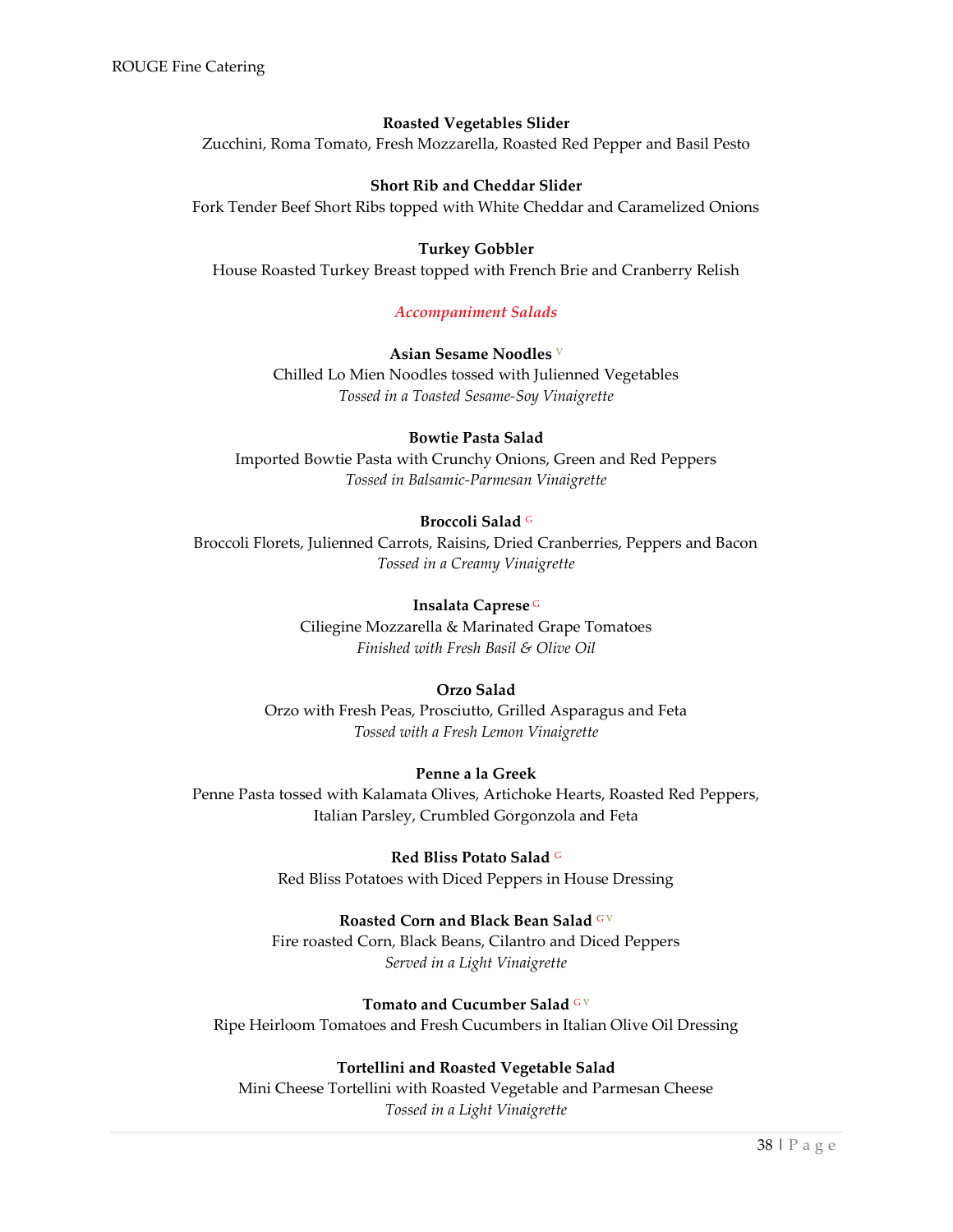**Roasted Vegetables Slider**
Zucchini, Roma Tomato, Fresh Mozzarella, Roasted Red Pepper and Basil Pesto

**Short Rib and Cheddar Slider**
Fork Tender Beef Short Ribs topped with White Cheddar and Caramelized Onions

**Turkey Gobbler**
House Roasted Turkey Breast topped with French Brie and Cranberry Relish

## *Accompaniment Salads*

**Asian Sesame Noodles** V
Chilled Lo Mien Noodles tossed with Julienned Vegetables
*Tossed in a Toasted Sesame-Soy Vinaigrette*

**Bowtie Pasta Salad**
Imported Bowtie Pasta with Crunchy Onions, Green and Red Peppers
*Tossed in Balsamic-Parmesan Vinaigrette*

**Broccoli Salad** G
Broccoli Florets, Julienned Carrots, Raisins, Dried Cranberries, Peppers and Bacon
*Tossed in a Creamy Vinaigrette*

**Insalata Caprese** G
Ciliegine Mozzarella & Marinated Grape Tomatoes
*Finished with Fresh Basil & Olive Oil*

**Orzo Salad**
Orzo with Fresh Peas, Prosciutto, Grilled Asparagus and Feta
*Tossed with a Fresh Lemon Vinaigrette*

**Penne a la Greek**
Penne Pasta tossed with Kalamata Olives, Artichoke Hearts, Roasted Red Peppers, Italian Parsley, Crumbled Gorgonzola and Feta

**Red Bliss Potato Salad** G
Red Bliss Potatoes with Diced Peppers in House Dressing

**Roasted Corn and Black Bean Salad** G V
Fire roasted Corn, Black Beans, Cilantro and Diced Peppers
*Served in a Light Vinaigrette*

**Tomato and Cucumber Salad** G V
Ripe Heirloom Tomatoes and Fresh Cucumbers in Italian Olive Oil Dressing

**Tortellini and Roasted Vegetable Salad**
Mini Cheese Tortellini with Roasted Vegetable and Parmesan Cheese
*Tossed in a Light Vinaigrette*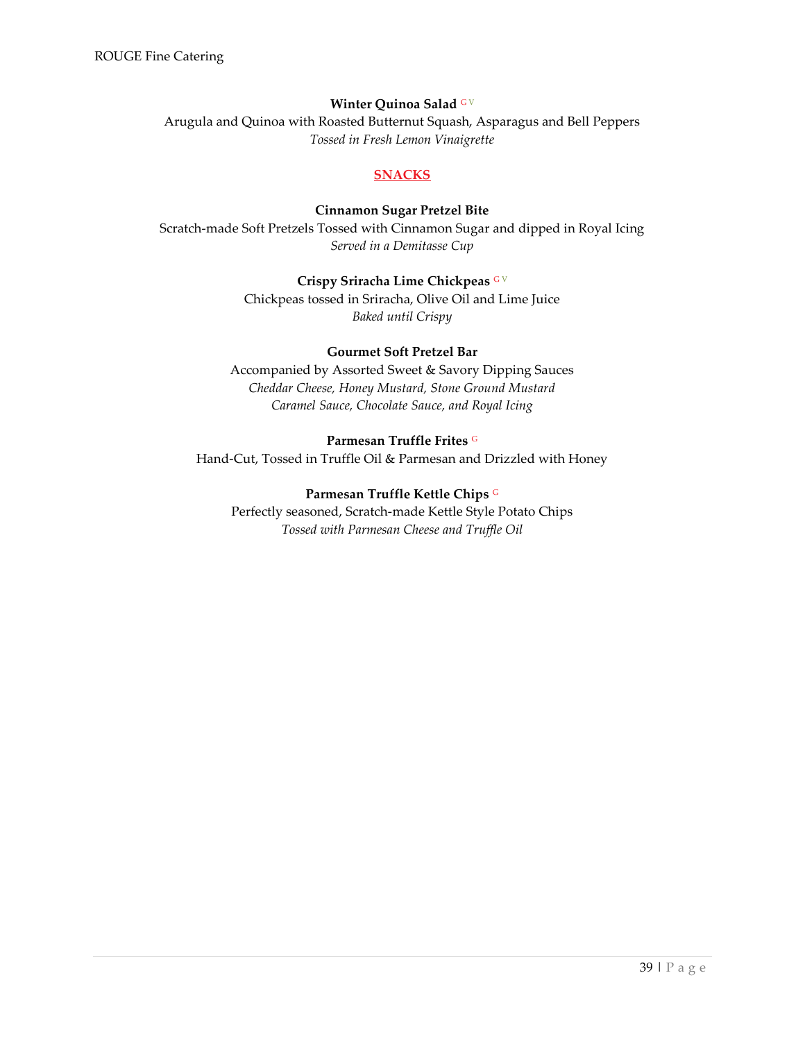**Winter Quinoa Salad** G V

Arugula and Quinoa with Roasted Butternut Squash, Asparagus and Bell Peppers

*Tossed in Fresh Lemon Vinaigrette*

## SNACKS

**Cinnamon Sugar Pretzel Bite**

Scratch-made Soft Pretzels Tossed with Cinnamon Sugar and dipped in Royal Icing

*Served in a Demitasse Cup*

**Crispy Sriracha Lime Chickpeas** G V

Chickpeas tossed in Sriracha, Olive Oil and Lime Juice

*Baked until Crispy*

**Gourmet Soft Pretzel Bar**

Accompanied by Assorted Sweet & Savory Dipping Sauces

*Cheddar Cheese, Honey Mustard, Stone Ground Mustard*

*Caramel Sauce, Chocolate Sauce, and Royal Icing*

**Parmesan Truffle Frites** G

Hand-Cut, Tossed in Truffle Oil & Parmesan and Drizzled with Honey

**Parmesan Truffle Kettle Chips** G

Perfectly seasoned, Scratch-made Kettle Style Potato Chips

*Tossed with Parmesan Cheese and Truffle Oil*